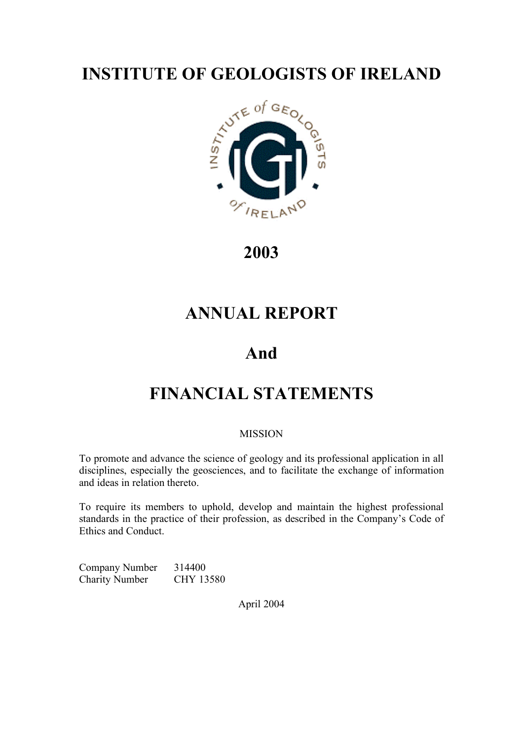# INSTITUTE OF GEOLOGISTS OF IRELAND

# 2003

# ANNUAL REPORT

# And

# FINANCIAL STATEMENTS

MISSION

To promote and advance the science of geology and its professional application in all disciplines, especially the geosciences, and to facilitate the exchange of information and ideas in relation thereto.

To require its members to uphold, develop and maintain the highest professional standards in the practice of their profession, as described in the Company's Code of Ethics and Conduct.

Company Number 314400
Charity Number CHY 13580

April 2004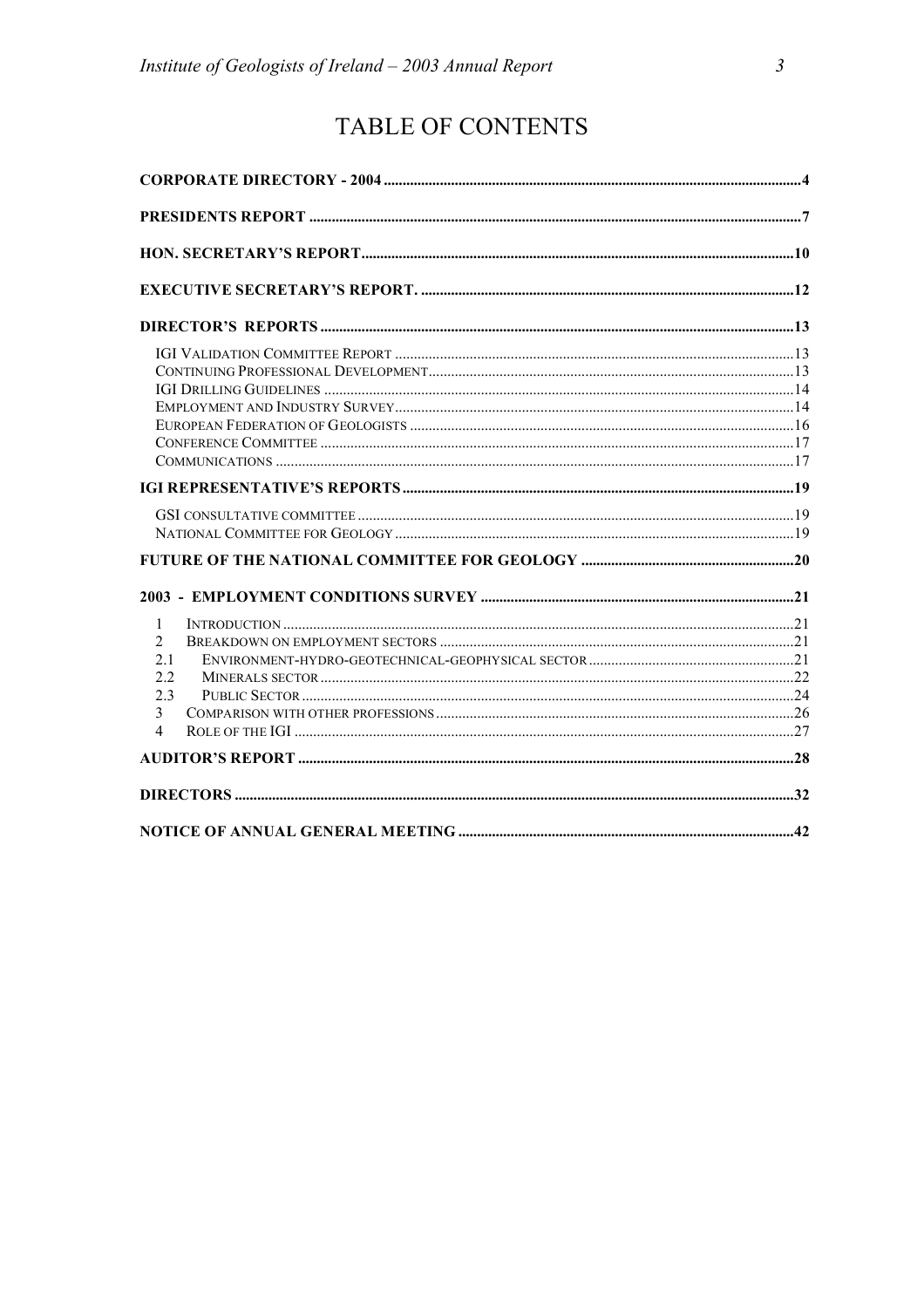# TABLE OF CONTENTS

**CORPORATE DIRECTORY - 2004** ....................................................................................................4

**PRESIDENTS REPORT** ....................................................................................................7

**HON. SECRETARY'S REPORT** ....................................................................................................10

**EXECUTIVE SECRETARY'S REPORT.** ....................................................................................................12

**DIRECTOR'S REPORTS** ....................................................................................................13

- IGI VALIDATION COMMITTEE REPORT ....................................................................................................13
- CONTINUING PROFESSIONAL DEVELOPMENT ....................................................................................................13
- IGI DRILLING GUIDELINES ....................................................................................................14
- EMPLOYMENT AND INDUSTRY SURVEY ....................................................................................................14
- EUROPEAN FEDERATION OF GEOLOGISTS ....................................................................................................16
- CONFERENCE COMMITTEE ....................................................................................................17
- COMMUNICATIONS ....................................................................................................17

**IGI REPRESENTATIVE'S REPORTS** ....................................................................................................19

- GSI CONSULTATIVE COMMITTEE ....................................................................................................19
- NATIONAL COMMITTEE FOR GEOLOGY ....................................................................................................19

**FUTURE OF THE NATIONAL COMMITTEE FOR GEOLOGY** ....................................................................................................20

**2003 - EMPLOYMENT CONDITIONS SURVEY** ....................................................................................................21

- 1 INTRODUCTION ....................................................................................................21
- 2 BREAKDOWN ON EMPLOYMENT SECTORS ....................................................................................................21
- 2.1 ENVIRONMENT-HYDRO-GEOTECHNICAL-GEOPHYSICAL SECTOR ....................................................................................................21
- 2.2 MINERALS SECTOR ....................................................................................................22
- 2.3 PUBLIC SECTOR ....................................................................................................24
- 3 COMPARISON WITH OTHER PROFESSIONS ....................................................................................................26
- 4 ROLE OF THE IGI ....................................................................................................27

**AUDITOR'S REPORT** ....................................................................................................28

**DIRECTORS** ....................................................................................................32

**NOTICE OF ANNUAL GENERAL MEETING** ....................................................................................................42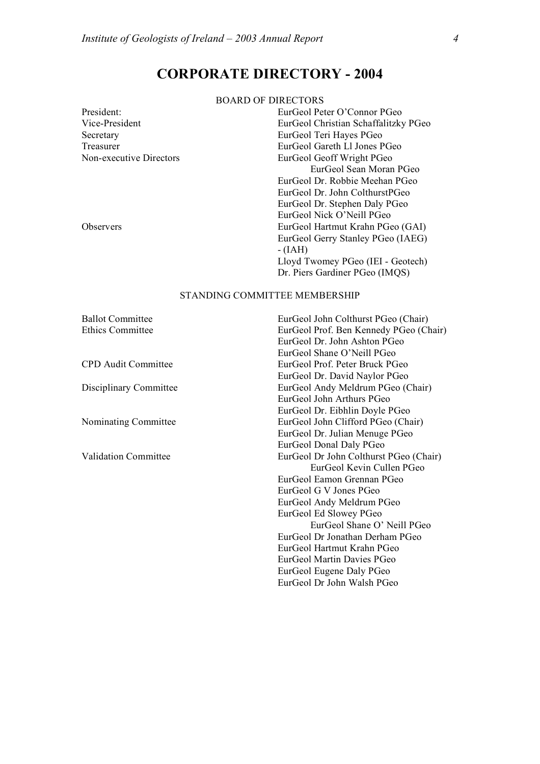# CORPORATE DIRECTORY - 2004

## BOARD OF DIRECTORS

| | |
|---|---|
| President: | EurGeol Peter O'Connor PGeo |
| Vice-President | EurGeol Christian Schaffalitzky PGeo |
| Secretary | EurGeol Teri Hayes PGeo |
| Treasurer | EurGeol Gareth Ll Jones PGeo |
| Non-executive Directors | EurGeol Geoff Wright PGeo |
| | EurGeol Sean Moran PGeo |
| | EurGeol Dr. Robbie Meehan PGeo |
| | EurGeol Dr. John ColthurstPGeo |
| | EurGeol Dr. Stephen Daly PGeo |
| | EurGeol Nick O'Neill PGeo |
| Observers | EurGeol Hartmut Krahn PGeo (GAI) |
| | EurGeol Gerry Stanley PGeo (IAEG) |
| | - (IAH) |
| | Lloyd Twomey PGeo (IEI - Geotech) |
| | Dr. Piers Gardiner PGeo (IMQS) |

## STANDING COMMITTEE MEMBERSHIP

| | |
|---|---|
| Ballot Committee | EurGeol John Colthurst PGeo (Chair) |
| Ethics Committee | EurGeol Prof. Ben Kennedy PGeo (Chair) |
| | EurGeol Dr. John Ashton PGeo |
| | EurGeol Shane O'Neill PGeo |
| CPD Audit Committee | EurGeol Prof. Peter Bruck PGeo |
| | EurGeol Dr. David Naylor PGeo |
| Disciplinary Committee | EurGeol Andy Meldrum PGeo (Chair) |
| | EurGeol John Arthurs PGeo |
| | EurGeol Dr. Eibhlin Doyle PGeo |
| Nominating Committee | EurGeol John Clifford PGeo (Chair) |
| | EurGeol Dr. Julian Menuge PGeo |
| | EurGeol Donal Daly PGeo |
| Validation Committee | EurGeol Dr John Colthurst PGeo (Chair) |
| | EurGeol Kevin Cullen PGeo |
| | EurGeol Eamon Grennan PGeo |
| | EurGeol G V Jones PGeo |
| | EurGeol Andy Meldrum PGeo |
| | EurGeol Ed Slowey PGeo |
| | EurGeol Shane O' Neill PGeo |
| | EurGeol Dr Jonathan Derham PGeo |
| | EurGeol Hartmut Krahn PGeo |
| | EurGeol Martin Davies PGeo |
| | EurGeol Eugene Daly PGeo |
| | EurGeol Dr John Walsh PGeo |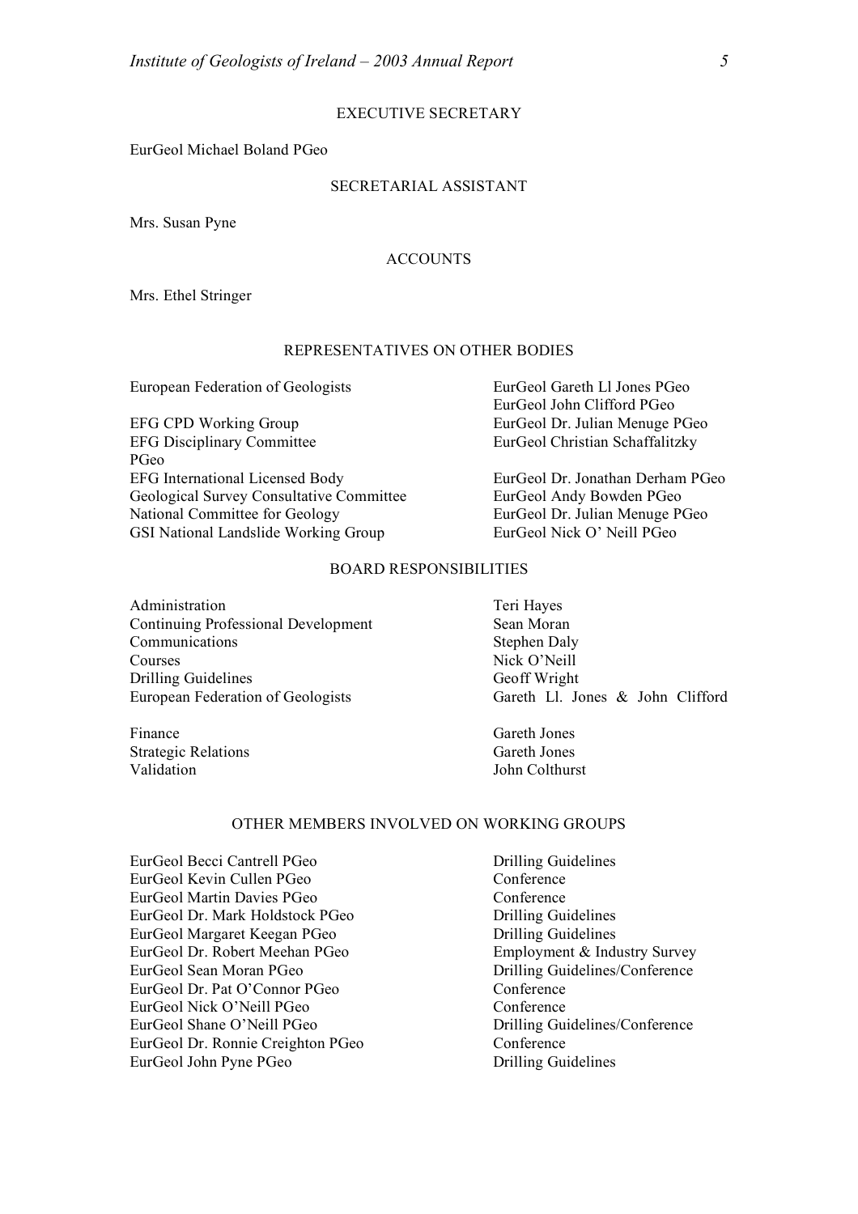## EXECUTIVE SECRETARY

EurGeol Michael Boland PGeo

## SECRETARIAL ASSISTANT

Mrs. Susan Pyne

## ACCOUNTS

Mrs. Ethel Stringer

## REPRESENTATIVES ON OTHER BODIES

| | |
|---|---|
| European Federation of Geologists | EurGeol Gareth Ll Jones PGeo<br>EurGeol John Clifford PGeo |
| EFG CPD Working Group | EurGeol Dr. Julian Menuge PGeo |
| EFG Disciplinary Committee | EurGeol Christian Schaffalitzky PGeo |
| EFG International Licensed Body | EurGeol Dr. Jonathan Derham PGeo |
| Geological Survey Consultative Committee | EurGeol Andy Bowden PGeo |
| National Committee for Geology | EurGeol Dr. Julian Menuge PGeo |
| GSI National Landslide Working Group | EurGeol Nick O' Neill PGeo |

## BOARD RESPONSIBILITIES

| | |
|---|---|
| Administration | Teri Hayes |
| Continuing Professional Development | Sean Moran |
| Communications | Stephen Daly |
| Courses | Nick O'Neill |
| Drilling Guidelines | Geoff Wright |
| European Federation of Geologists | Gareth Ll. Jones & John Clifford |
| Finance | Gareth Jones |
| Strategic Relations | Gareth Jones |
| Validation | John Colthurst |

## OTHER MEMBERS INVOLVED ON WORKING GROUPS

| | |
|---|---|
| EurGeol Becci Cantrell PGeo | Drilling Guidelines |
| EurGeol Kevin Cullen PGeo | Conference |
| EurGeol Martin Davies PGeo | Conference |
| EurGeol Dr. Mark Holdstock PGeo | Drilling Guidelines |
| EurGeol Margaret Keegan PGeo | Drilling Guidelines |
| EurGeol Dr. Robert Meehan PGeo | Employment & Industry Survey |
| EurGeol Sean Moran PGeo | Drilling Guidelines/Conference |
| EurGeol Dr. Pat O'Connor PGeo | Conference |
| EurGeol Nick O'Neill PGeo | Conference |
| EurGeol Shane O'Neill PGeo | Drilling Guidelines/Conference |
| EurGeol Dr. Ronnie Creighton PGeo | Conference |
| EurGeol John Pyne PGeo | Drilling Guidelines |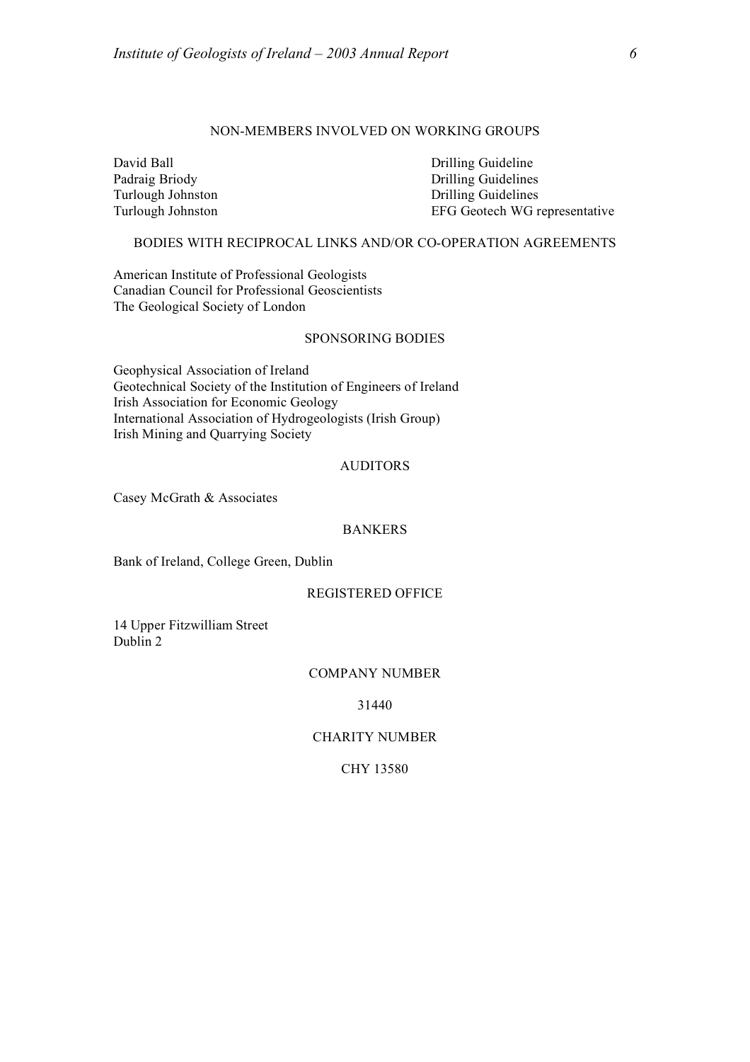## NON-MEMBERS INVOLVED ON WORKING GROUPS

| | |
|---|---|
| David Ball | Drilling Guideline |
| Padraig Briody | Drilling Guidelines |
| Turlough Johnston | Drilling Guidelines |
| Turlough Johnston | EFG Geotech WG representative |

## BODIES WITH RECIPROCAL LINKS AND/OR CO-OPERATION AGREEMENTS

American Institute of Professional Geologists
Canadian Council for Professional Geoscientists
The Geological Society of London

## SPONSORING BODIES

Geophysical Association of Ireland
Geotechnical Society of the Institution of Engineers of Ireland
Irish Association for Economic Geology
International Association of Hydrogeologists (Irish Group)
Irish Mining and Quarrying Society

## AUDITORS

Casey McGrath & Associates

## BANKERS

Bank of Ireland, College Green, Dublin

## REGISTERED OFFICE

14 Upper Fitzwilliam Street
Dublin 2

## COMPANY NUMBER

31440

## CHARITY NUMBER

CHY 13580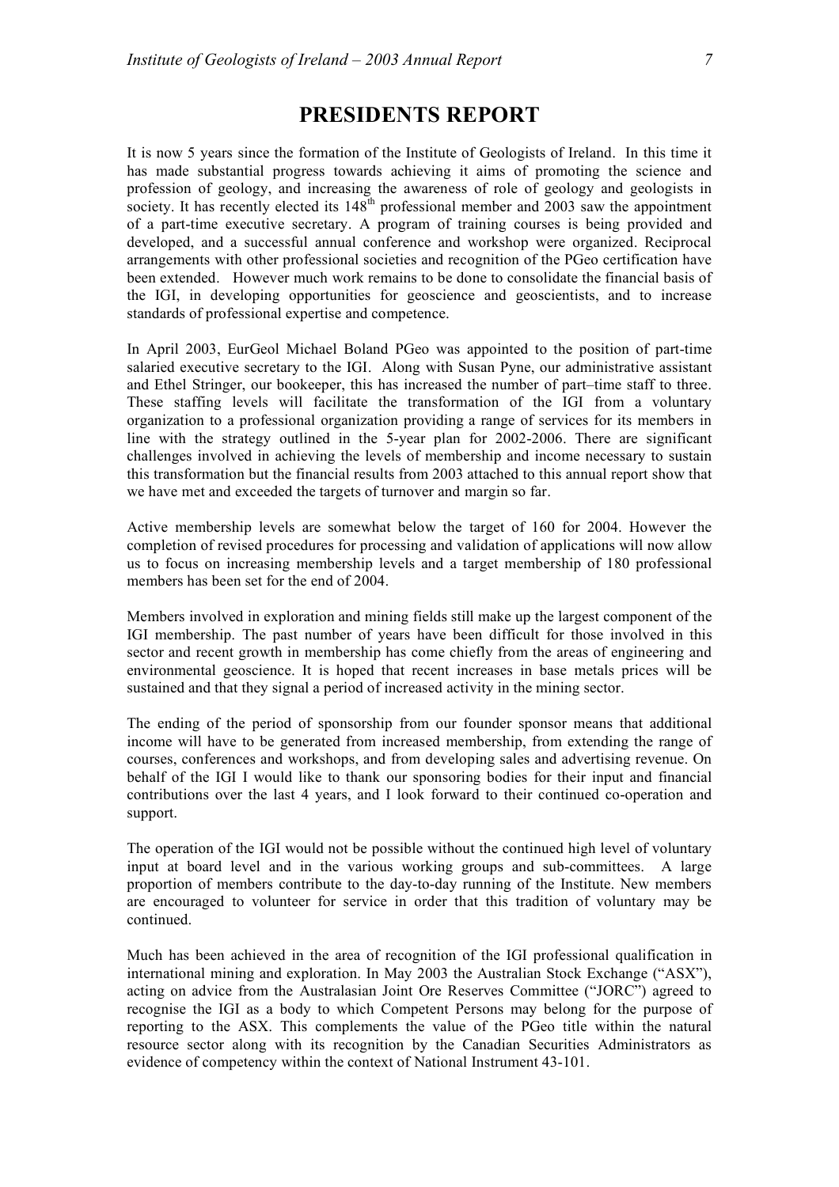# PRESIDENTS REPORT

It is now 5 years since the formation of the Institute of Geologists of Ireland. In this time it has made substantial progress towards achieving it aims of promoting the science and profession of geology, and increasing the awareness of role of geology and geologists in society. It has recently elected its 148th professional member and 2003 saw the appointment of a part-time executive secretary. A program of training courses is being provided and developed, and a successful annual conference and workshop were organized. Reciprocal arrangements with other professional societies and recognition of the PGeo certification have been extended. However much work remains to be done to consolidate the financial basis of the IGI, in developing opportunities for geoscience and geoscientists, and to increase standards of professional expertise and competence.

In April 2003, EurGeol Michael Boland PGeo was appointed to the position of part-time salaried executive secretary to the IGI. Along with Susan Pyne, our administrative assistant and Ethel Stringer, our bookeeper, this has increased the number of part–time staff to three. These staffing levels will facilitate the transformation of the IGI from a voluntary organization to a professional organization providing a range of services for its members in line with the strategy outlined in the 5-year plan for 2002-2006. There are significant challenges involved in achieving the levels of membership and income necessary to sustain this transformation but the financial results from 2003 attached to this annual report show that we have met and exceeded the targets of turnover and margin so far.

Active membership levels are somewhat below the target of 160 for 2004. However the completion of revised procedures for processing and validation of applications will now allow us to focus on increasing membership levels and a target membership of 180 professional members has been set for the end of 2004.

Members involved in exploration and mining fields still make up the largest component of the IGI membership. The past number of years have been difficult for those involved in this sector and recent growth in membership has come chiefly from the areas of engineering and environmental geoscience. It is hoped that recent increases in base metals prices will be sustained and that they signal a period of increased activity in the mining sector.

The ending of the period of sponsorship from our founder sponsor means that additional income will have to be generated from increased membership, from extending the range of courses, conferences and workshops, and from developing sales and advertising revenue. On behalf of the IGI I would like to thank our sponsoring bodies for their input and financial contributions over the last 4 years, and I look forward to their continued co-operation and support.

The operation of the IGI would not be possible without the continued high level of voluntary input at board level and in the various working groups and sub-committees. A large proportion of members contribute to the day-to-day running of the Institute. New members are encouraged to volunteer for service in order that this tradition of voluntary may be continued.

Much has been achieved in the area of recognition of the IGI professional qualification in international mining and exploration. In May 2003 the Australian Stock Exchange ("ASX"), acting on advice from the Australasian Joint Ore Reserves Committee ("JORC") agreed to recognise the IGI as a body to which Competent Persons may belong for the purpose of reporting to the ASX. This complements the value of the PGeo title within the natural resource sector along with its recognition by the Canadian Securities Administrators as evidence of competency within the context of National Instrument 43-101.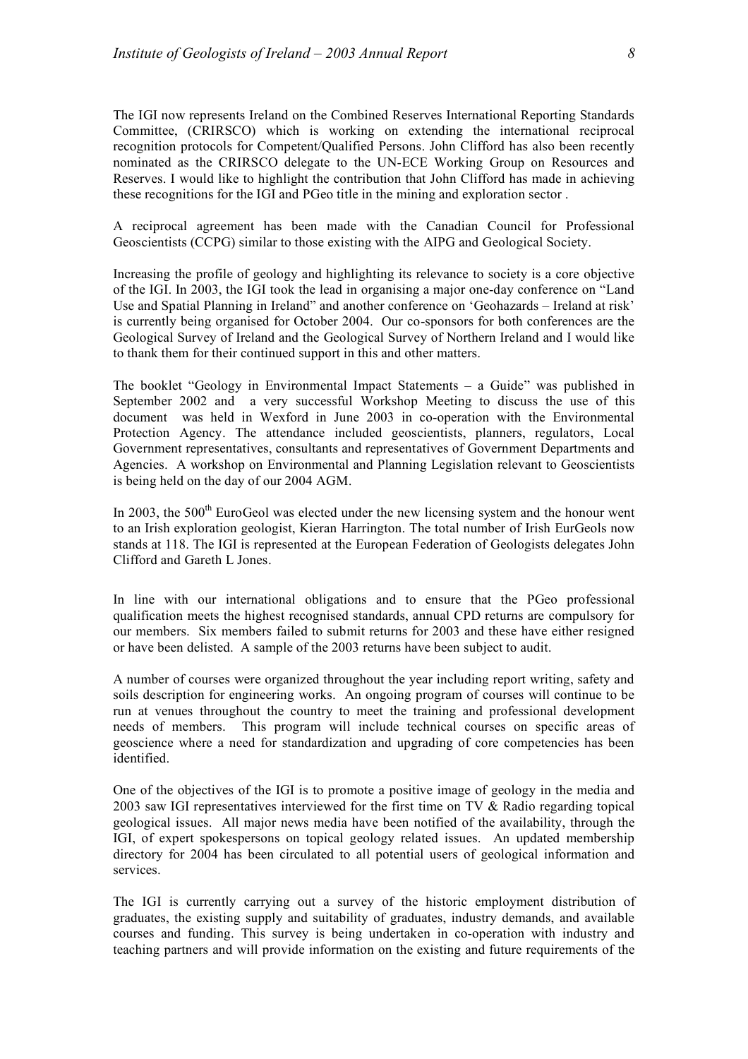The IGI now represents Ireland on the Combined Reserves International Reporting Standards Committee, (CRIRSCO) which is working on extending the international reciprocal recognition protocols for Competent/Qualified Persons. John Clifford has also been recently nominated as the CRIRSCO delegate to the UN-ECE Working Group on Resources and Reserves. I would like to highlight the contribution that John Clifford has made in achieving these recognitions for the IGI and PGeo title in the mining and exploration sector .

A reciprocal agreement has been made with the Canadian Council for Professional Geoscientists (CCPG) similar to those existing with the AIPG and Geological Society.

Increasing the profile of geology and highlighting its relevance to society is a core objective of the IGI. In 2003, the IGI took the lead in organising a major one-day conference on "Land Use and Spatial Planning in Ireland" and another conference on 'Geohazards – Ireland at risk' is currently being organised for October 2004. Our co-sponsors for both conferences are the Geological Survey of Ireland and the Geological Survey of Northern Ireland and I would like to thank them for their continued support in this and other matters.

The booklet "Geology in Environmental Impact Statements – a Guide" was published in September 2002 and a very successful Workshop Meeting to discuss the use of this document was held in Wexford in June 2003 in co-operation with the Environmental Protection Agency. The attendance included geoscientists, planners, regulators, Local Government representatives, consultants and representatives of Government Departments and Agencies. A workshop on Environmental and Planning Legislation relevant to Geoscientists is being held on the day of our 2004 AGM.

In 2003, the 500th EuroGeol was elected under the new licensing system and the honour went to an Irish exploration geologist, Kieran Harrington. The total number of Irish EurGeols now stands at 118. The IGI is represented at the European Federation of Geologists delegates John Clifford and Gareth L Jones.

In line with our international obligations and to ensure that the PGeo professional qualification meets the highest recognised standards, annual CPD returns are compulsory for our members. Six members failed to submit returns for 2003 and these have either resigned or have been delisted. A sample of the 2003 returns have been subject to audit.

A number of courses were organized throughout the year including report writing, safety and soils description for engineering works. An ongoing program of courses will continue to be run at venues throughout the country to meet the training and professional development needs of members. This program will include technical courses on specific areas of geoscience where a need for standardization and upgrading of core competencies has been identified.

One of the objectives of the IGI is to promote a positive image of geology in the media and 2003 saw IGI representatives interviewed for the first time on TV & Radio regarding topical geological issues. All major news media have been notified of the availability, through the IGI, of expert spokespersons on topical geology related issues. An updated membership directory for 2004 has been circulated to all potential users of geological information and services.

The IGI is currently carrying out a survey of the historic employment distribution of graduates, the existing supply and suitability of graduates, industry demands, and available courses and funding. This survey is being undertaken in co-operation with industry and teaching partners and will provide information on the existing and future requirements of the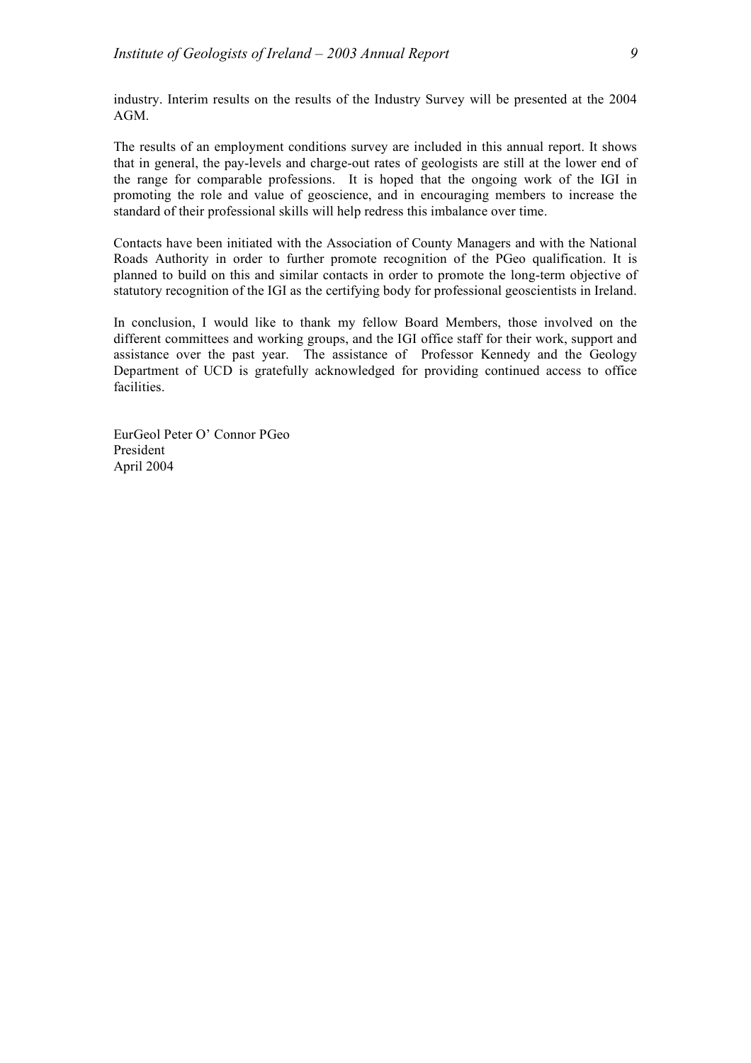industry. Interim results on the results of the Industry Survey will be presented at the 2004 AGM.

The results of an employment conditions survey are included in this annual report. It shows that in general, the pay-levels and charge-out rates of geologists are still at the lower end of the range for comparable professions. It is hoped that the ongoing work of the IGI in promoting the role and value of geoscience, and in encouraging members to increase the standard of their professional skills will help redress this imbalance over time.

Contacts have been initiated with the Association of County Managers and with the National Roads Authority in order to further promote recognition of the PGeo qualification. It is planned to build on this and similar contacts in order to promote the long-term objective of statutory recognition of the IGI as the certifying body for professional geoscientists in Ireland.

In conclusion, I would like to thank my fellow Board Members, those involved on the different committees and working groups, and the IGI office staff for their work, support and assistance over the past year. The assistance of Professor Kennedy and the Geology Department of UCD is gratefully acknowledged for providing continued access to office facilities.

EurGeol Peter O' Connor PGeo  
President  
April 2004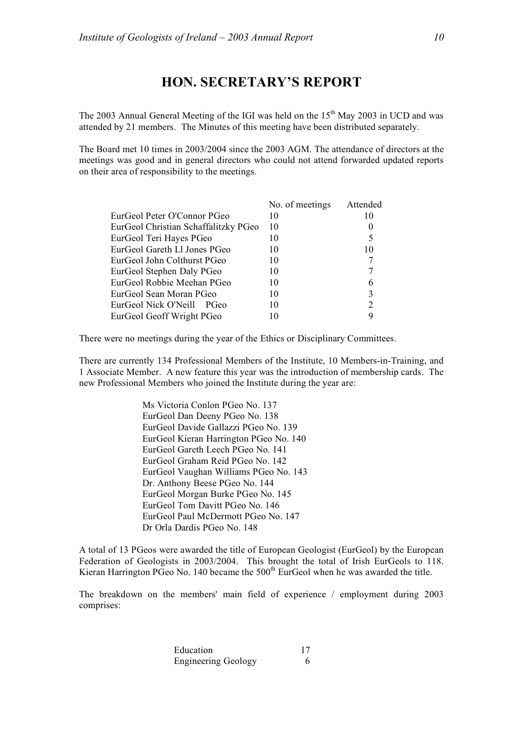# HON. SECRETARY'S REPORT

The 2003 Annual General Meeting of the IGI was held on the 15th May 2003 in UCD and was attended by 21 members. The Minutes of this meeting have been distributed separately.

The Board met 10 times in 2003/2004 since the 2003 AGM. The attendance of directors at the meetings was good and in general directors who could not attend forwarded updated reports on their area of responsibility to the meetings.

| | No. of meetings | Attended |
|---|---|---|
| EurGeol Peter O'Connor PGeo | 10 | 10 |
| EurGeol Christian Schaffalitzky PGeo | 10 | 0 |
| EurGeol Teri Hayes PGeo | 10 | 5 |
| EurGeol Gareth Ll Jones PGeo | 10 | 10 |
| EurGeol John Colthurst PGeo | 10 | 7 |
| EurGeol Stephen Daly PGeo | 10 | 7 |
| EurGeol Robbie Meehan PGeo | 10 | 6 |
| EurGeol Sean Moran PGeo | 10 | 3 |
| EurGeol Nick O'Neill PGeo | 10 | 2 |
| EurGeol Geoff Wright PGeo | 10 | 9 |

There were no meetings during the year of the Ethics or Disciplinary Committees.

There are currently 134 Professional Members of the Institute, 10 Members-in-Training, and 1 Associate Member. A new feature this year was the introduction of membership cards. The new Professional Members who joined the Institute during the year are:

Ms Victoria Conlon PGeo No. 137  
EurGeol Dan Deeny PGeo No. 138  
EurGeol Davide Gallazzi PGeo No. 139  
EurGeol Kieran Harrington PGeo No. 140  
EurGeol Gareth Leech PGeo No. 141  
EurGeol Graham Reid PGeo No. 142  
EurGeol Vaughan Williams PGeo No. 143  
Dr. Anthony Beese PGeo No. 144  
EurGeol Morgan Burke PGeo No. 145  
EurGeol Tom Davitt PGeo No. 146  
EurGeol Paul McDermott PGeo No. 147  
Dr Orla Dardis PGeo No. 148

A total of 13 PGeos were awarded the title of European Geologist (EurGeol) by the European Federation of Geologists in 2003/2004. This brought the total of Irish EurGeols to 118. Kieran Harrington PGeo No. 140 became the 500th EurGeol when he was awarded the title.

The breakdown on the members' main field of experience / employment during 2003 comprises:

| | |
|---|---|
| Education | 17 |
| Engineering Geology | 6 |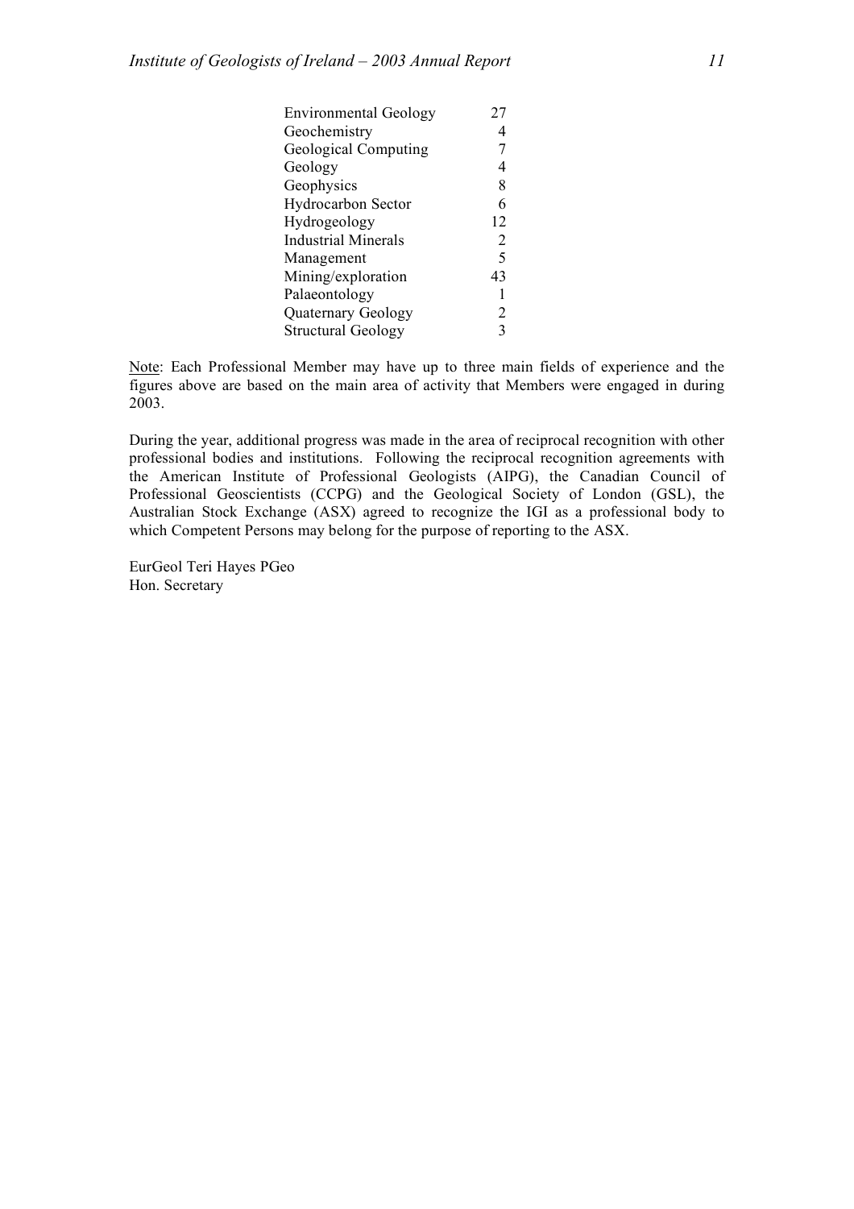| | |
|---|---|
| Environmental Geology | 27 |
| Geochemistry | 4 |
| Geological Computing | 7 |
| Geology | 4 |
| Geophysics | 8 |
| Hydrocarbon Sector | 6 |
| Hydrogeology | 12 |
| Industrial Minerals | 2 |
| Management | 5 |
| Mining/exploration | 43 |
| Palaeontology | 1 |
| Quaternary Geology | 2 |
| Structural Geology | 3 |

Note: Each Professional Member may have up to three main fields of experience and the figures above are based on the main area of activity that Members were engaged in during 2003.

During the year, additional progress was made in the area of reciprocal recognition with other professional bodies and institutions. Following the reciprocal recognition agreements with the American Institute of Professional Geologists (AIPG), the Canadian Council of Professional Geoscientists (CCPG) and the Geological Society of London (GSL), the Australian Stock Exchange (ASX) agreed to recognize the IGI as a professional body to which Competent Persons may belong for the purpose of reporting to the ASX.

EurGeol Teri Hayes PGeo
Hon. Secretary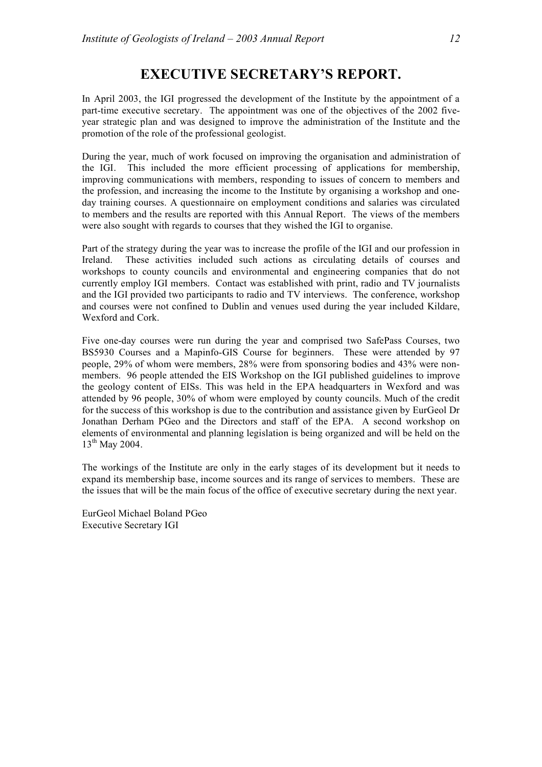# EXECUTIVE SECRETARY'S REPORT.

In April 2003, the IGI progressed the development of the Institute by the appointment of a part-time executive secretary. The appointment was one of the objectives of the 2002 five-year strategic plan and was designed to improve the administration of the Institute and the promotion of the role of the professional geologist.

During the year, much of work focused on improving the organisation and administration of the IGI. This included the more efficient processing of applications for membership, improving communications with members, responding to issues of concern to members and the profession, and increasing the income to the Institute by organising a workshop and one-day training courses. A questionnaire on employment conditions and salaries was circulated to members and the results are reported with this Annual Report. The views of the members were also sought with regards to courses that they wished the IGI to organise.

Part of the strategy during the year was to increase the profile of the IGI and our profession in Ireland. These activities included such actions as circulating details of courses and workshops to county councils and environmental and engineering companies that do not currently employ IGI members. Contact was established with print, radio and TV journalists and the IGI provided two participants to radio and TV interviews. The conference, workshop and courses were not confined to Dublin and venues used during the year included Kildare, Wexford and Cork.

Five one-day courses were run during the year and comprised two SafePass Courses, two BS5930 Courses and a Mapinfo-GIS Course for beginners. These were attended by 97 people, 29% of whom were members, 28% were from sponsoring bodies and 43% were non-members. 96 people attended the EIS Workshop on the IGI published guidelines to improve the geology content of EISs. This was held in the EPA headquarters in Wexford and was attended by 96 people, 30% of whom were employed by county councils. Much of the credit for the success of this workshop is due to the contribution and assistance given by EurGeol Dr Jonathan Derham PGeo and the Directors and staff of the EPA. A second workshop on elements of environmental and planning legislation is being organized and will be held on the 13th May 2004.

The workings of the Institute are only in the early stages of its development but it needs to expand its membership base, income sources and its range of services to members. These are the issues that will be the main focus of the office of executive secretary during the next year.

EurGeol Michael Boland PGeo
Executive Secretary IGI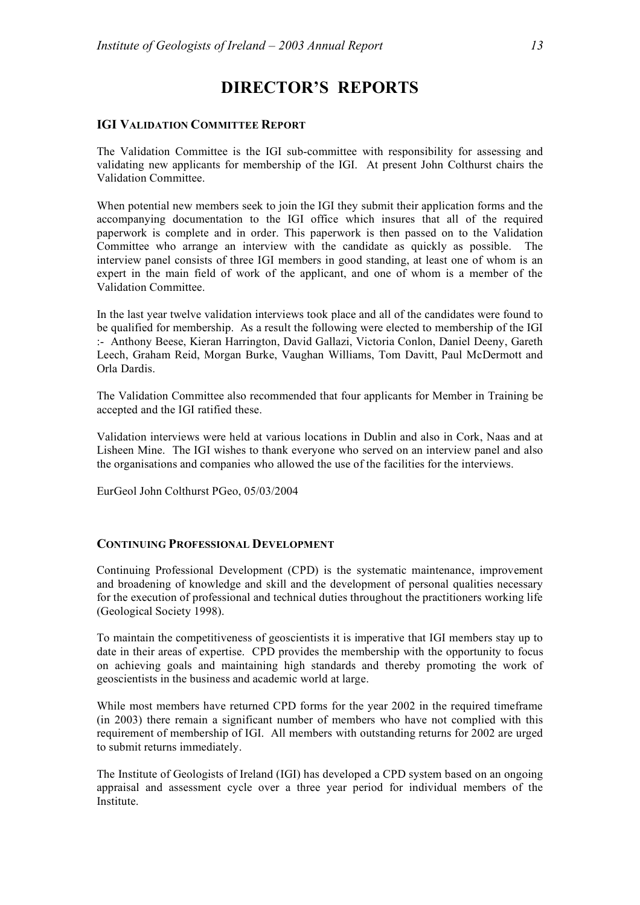# DIRECTOR'S REPORTS

### IGI VALIDATION COMMITTEE REPORT

The Validation Committee is the IGI sub-committee with responsibility for assessing and validating new applicants for membership of the IGI. At present John Colthurst chairs the Validation Committee.

When potential new members seek to join the IGI they submit their application forms and the accompanying documentation to the IGI office which insures that all of the required paperwork is complete and in order. This paperwork is then passed on to the Validation Committee who arrange an interview with the candidate as quickly as possible. The interview panel consists of three IGI members in good standing, at least one of whom is an expert in the main field of work of the applicant, and one of whom is a member of the Validation Committee.

In the last year twelve validation interviews took place and all of the candidates were found to be qualified for membership. As a result the following were elected to membership of the IGI :- Anthony Beese, Kieran Harrington, David Gallazi, Victoria Conlon, Daniel Deeny, Gareth Leech, Graham Reid, Morgan Burke, Vaughan Williams, Tom Davitt, Paul McDermott and Orla Dardis.

The Validation Committee also recommended that four applicants for Member in Training be accepted and the IGI ratified these.

Validation interviews were held at various locations in Dublin and also in Cork, Naas and at Lisheen Mine. The IGI wishes to thank everyone who served on an interview panel and also the organisations and companies who allowed the use of the facilities for the interviews.

EurGeol John Colthurst PGeo, 05/03/2004

### CONTINUING PROFESSIONAL DEVELOPMENT

Continuing Professional Development (CPD) is the systematic maintenance, improvement and broadening of knowledge and skill and the development of personal qualities necessary for the execution of professional and technical duties throughout the practitioners working life (Geological Society 1998).

To maintain the competitiveness of geoscientists it is imperative that IGI members stay up to date in their areas of expertise. CPD provides the membership with the opportunity to focus on achieving goals and maintaining high standards and thereby promoting the work of geoscientists in the business and academic world at large.

While most members have returned CPD forms for the year 2002 in the required timeframe (in 2003) there remain a significant number of members who have not complied with this requirement of membership of IGI. All members with outstanding returns for 2002 are urged to submit returns immediately.

The Institute of Geologists of Ireland (IGI) has developed a CPD system based on an ongoing appraisal and assessment cycle over a three year period for individual members of the Institute.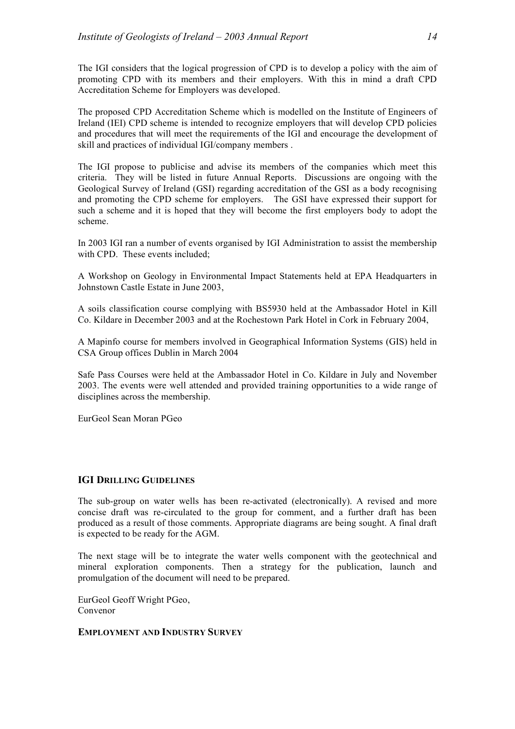The IGI considers that the logical progression of CPD is to develop a policy with the aim of promoting CPD with its members and their employers. With this in mind a draft CPD Accreditation Scheme for Employers was developed.

The proposed CPD Accreditation Scheme which is modelled on the Institute of Engineers of Ireland (IEI) CPD scheme is intended to recognize employers that will develop CPD policies and procedures that will meet the requirements of the IGI and encourage the development of skill and practices of individual IGI/company members .

The IGI propose to publicise and advise its members of the companies which meet this criteria. They will be listed in future Annual Reports. Discussions are ongoing with the Geological Survey of Ireland (GSI) regarding accreditation of the GSI as a body recognising and promoting the CPD scheme for employers. The GSI have expressed their support for such a scheme and it is hoped that they will become the first employers body to adopt the scheme.

In 2003 IGI ran a number of events organised by IGI Administration to assist the membership with CPD. These events included;

A Workshop on Geology in Environmental Impact Statements held at EPA Headquarters in Johnstown Castle Estate in June 2003,

A soils classification course complying with BS5930 held at the Ambassador Hotel in Kill Co. Kildare in December 2003 and at the Rochestown Park Hotel in Cork in February 2004,

A Mapinfo course for members involved in Geographical Information Systems (GIS) held in CSA Group offices Dublin in March 2004

Safe Pass Courses were held at the Ambassador Hotel in Co. Kildare in July and November 2003. The events were well attended and provided training opportunities to a wide range of disciplines across the membership.

EurGeol Sean Moran PGeo

## IGI DRILLING GUIDELINES

The sub-group on water wells has been re-activated (electronically). A revised and more concise draft was re-circulated to the group for comment, and a further draft has been produced as a result of those comments. Appropriate diagrams are being sought. A final draft is expected to be ready for the AGM.

The next stage will be to integrate the water wells component with the geotechnical and mineral exploration components. Then a strategy for the publication, launch and promulgation of the document will need to be prepared.

EurGeol Geoff Wright PGeo,
Convenor

## EMPLOYMENT AND INDUSTRY SURVEY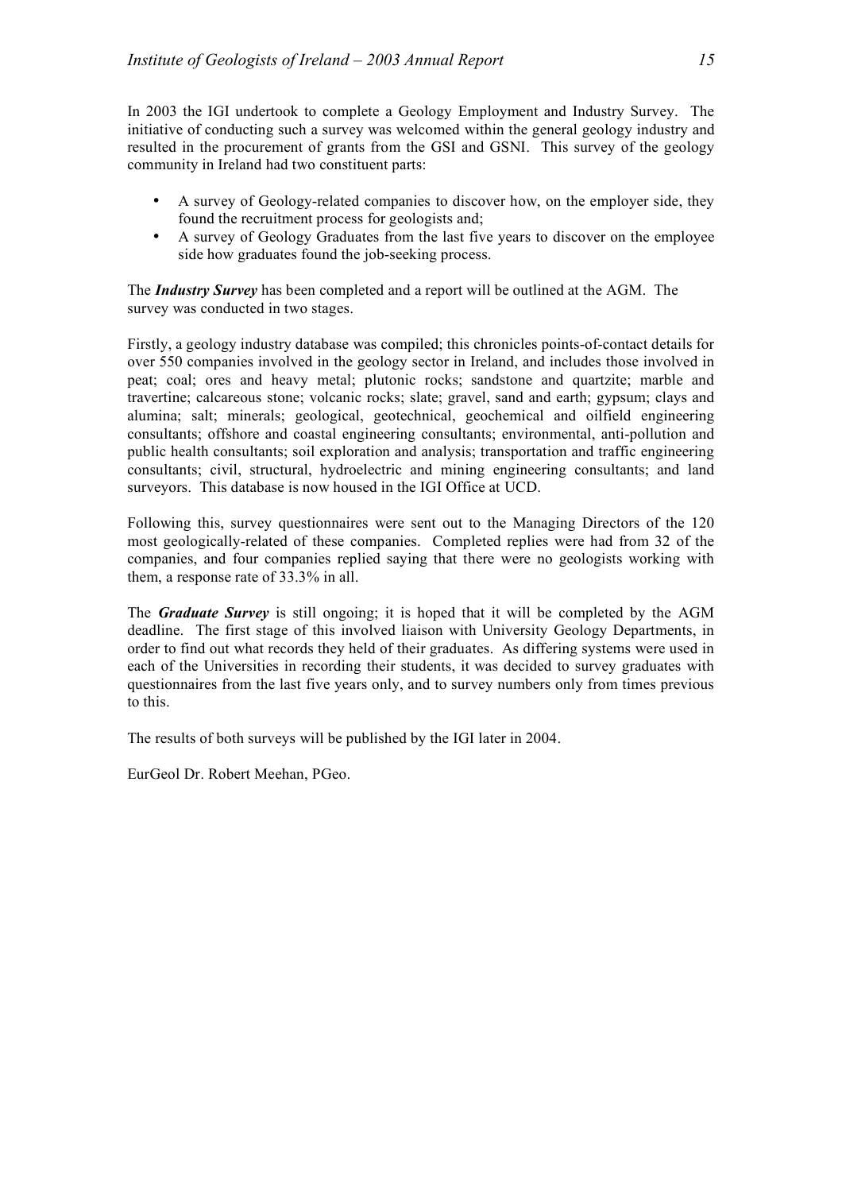In 2003 the IGI undertook to complete a Geology Employment and Industry Survey. The initiative of conducting such a survey was welcomed within the general geology industry and resulted in the procurement of grants from the GSI and GSNI. This survey of the geology community in Ireland had two constituent parts:

- A survey of Geology-related companies to discover how, on the employer side, they found the recruitment process for geologists and;
- A survey of Geology Graduates from the last five years to discover on the employee side how graduates found the job-seeking process.

The ***Industry Survey*** has been completed and a report will be outlined at the AGM. The survey was conducted in two stages.

Firstly, a geology industry database was compiled; this chronicles points-of-contact details for over 550 companies involved in the geology sector in Ireland, and includes those involved in peat; coal; ores and heavy metal; plutonic rocks; sandstone and quartzite; marble and travertine; calcareous stone; volcanic rocks; slate; gravel, sand and earth; gypsum; clays and alumina; salt; minerals; geological, geotechnical, geochemical and oilfield engineering consultants; offshore and coastal engineering consultants; environmental, anti-pollution and public health consultants; soil exploration and analysis; transportation and traffic engineering consultants; civil, structural, hydroelectric and mining engineering consultants; and land surveyors. This database is now housed in the IGI Office at UCD.

Following this, survey questionnaires were sent out to the Managing Directors of the 120 most geologically-related of these companies. Completed replies were had from 32 of the companies, and four companies replied saying that there were no geologists working with them, a response rate of 33.3% in all.

The ***Graduate Survey*** is still ongoing; it is hoped that it will be completed by the AGM deadline. The first stage of this involved liaison with University Geology Departments, in order to find out what records they held of their graduates. As differing systems were used in each of the Universities in recording their students, it was decided to survey graduates with questionnaires from the last five years only, and to survey numbers only from times previous to this.

The results of both surveys will be published by the IGI later in 2004.

EurGeol Dr. Robert Meehan, PGeo.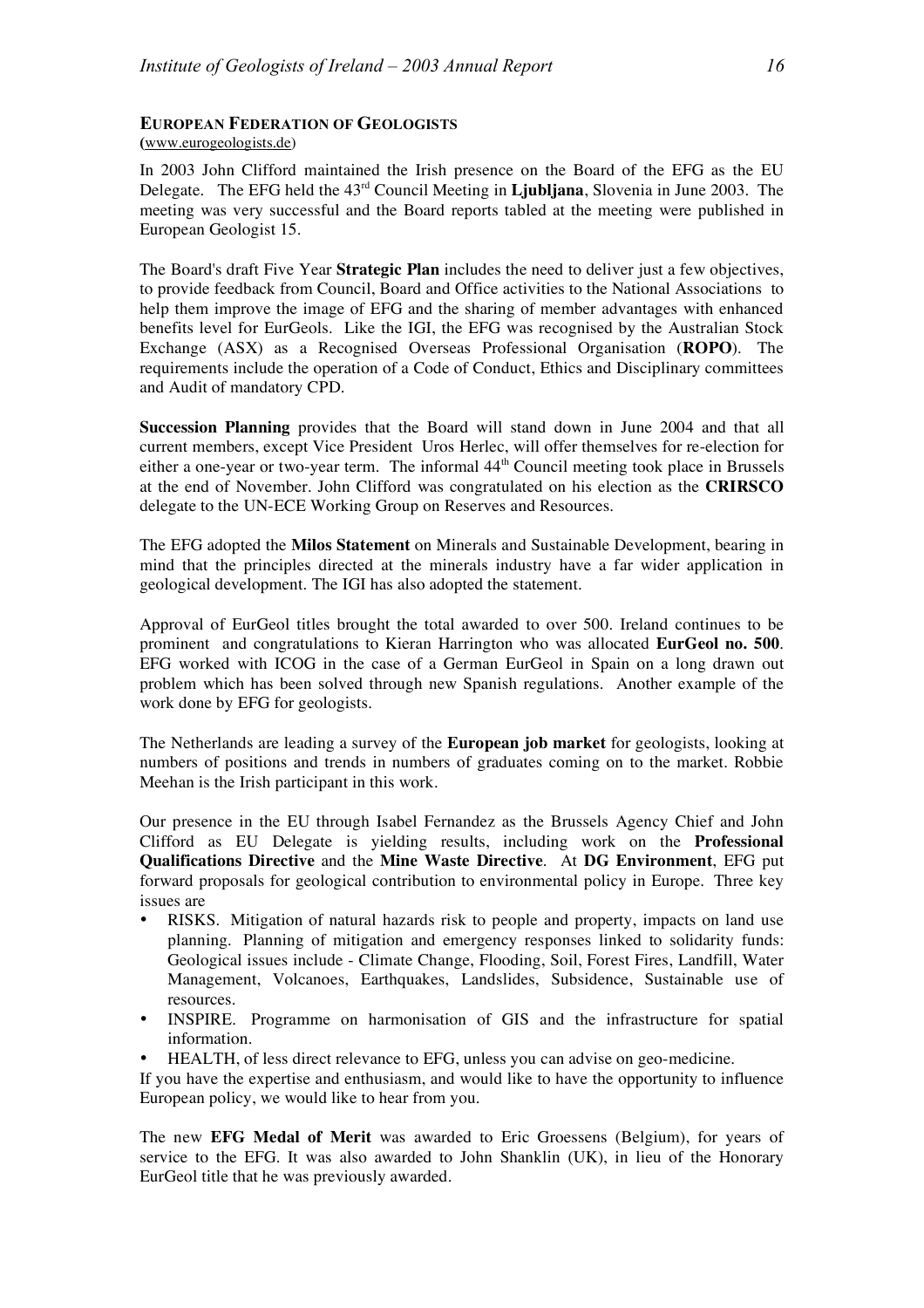## EUROPEAN FEDERATION OF GEOLOGISTS

(www.eurogeologists.de)

In 2003 John Clifford maintained the Irish presence on the Board of the EFG as the EU Delegate. The EFG held the 43rd Council Meeting in **Ljubljana**, Slovenia in June 2003. The meeting was very successful and the Board reports tabled at the meeting were published in European Geologist 15.

The Board's draft Five Year **Strategic Plan** includes the need to deliver just a few objectives, to provide feedback from Council, Board and Office activities to the National Associations to help them improve the image of EFG and the sharing of member advantages with enhanced benefits level for EurGeols. Like the IGI, the EFG was recognised by the Australian Stock Exchange (ASX) as a Recognised Overseas Professional Organisation (**ROPO**). The requirements include the operation of a Code of Conduct, Ethics and Disciplinary committees and Audit of mandatory CPD.

**Succession Planning** provides that the Board will stand down in June 2004 and that all current members, except Vice President Uros Herlec, will offer themselves for re-election for either a one-year or two-year term. The informal 44th Council meeting took place in Brussels at the end of November. John Clifford was congratulated on his election as the **CRIRSCO** delegate to the UN-ECE Working Group on Reserves and Resources.

The EFG adopted the **Milos Statement** on Minerals and Sustainable Development, bearing in mind that the principles directed at the minerals industry have a far wider application in geological development. The IGI has also adopted the statement.

Approval of EurGeol titles brought the total awarded to over 500. Ireland continues to be prominent and congratulations to Kieran Harrington who was allocated **EurGeol no. 500**. EFG worked with ICOG in the case of a German EurGeol in Spain on a long drawn out problem which has been solved through new Spanish regulations. Another example of the work done by EFG for geologists.

The Netherlands are leading a survey of the **European job market** for geologists, looking at numbers of positions and trends in numbers of graduates coming on to the market. Robbie Meehan is the Irish participant in this work.

Our presence in the EU through Isabel Fernandez as the Brussels Agency Chief and John Clifford as EU Delegate is yielding results, including work on the **Professional Qualifications Directive** and the **Mine Waste Directive**. At **DG Environment**, EFG put forward proposals for geological contribution to environmental policy in Europe. Three key issues are

- RISKS. Mitigation of natural hazards risk to people and property, impacts on land use planning. Planning of mitigation and emergency responses linked to solidarity funds: Geological issues include - Climate Change, Flooding, Soil, Forest Fires, Landfill, Water Management, Volcanoes, Earthquakes, Landslides, Subsidence, Sustainable use of resources.
- INSPIRE. Programme on harmonisation of GIS and the infrastructure for spatial information.
- HEALTH, of less direct relevance to EFG, unless you can advise on geo-medicine.

If you have the expertise and enthusiasm, and would like to have the opportunity to influence European policy, we would like to hear from you.

The new **EFG Medal of Merit** was awarded to Eric Groessens (Belgium), for years of service to the EFG. It was also awarded to John Shanklin (UK), in lieu of the Honorary EurGeol title that he was previously awarded.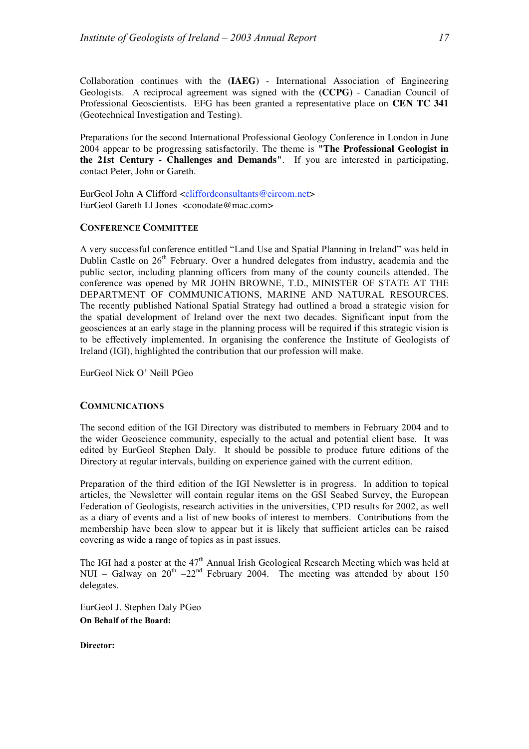Collaboration continues with the **(IAEG)** - International Association of Engineering Geologists. A reciprocal agreement was signed with the **(CCPG)** - Canadian Council of Professional Geoscientists. EFG has been granted a representative place on **CEN TC 341** (Geotechnical Investigation and Testing).

Preparations for the second International Professional Geology Conference in London in June 2004 appear to be progressing satisfactorily. The theme is "**The Professional Geologist in the 21st Century - Challenges and Demands**". If you are interested in participating, contact Peter, John or Gareth.

EurGeol John A Clifford <cliffordconsultants@eircom.net>
EurGeol Gareth Ll Jones <conodate@mac.com>

### CONFERENCE COMMITTEE

A very successful conference entitled "Land Use and Spatial Planning in Ireland" was held in Dublin Castle on 26th February. Over a hundred delegates from industry, academia and the public sector, including planning officers from many of the county councils attended. The conference was opened by MR JOHN BROWNE, T.D., MINISTER OF STATE AT THE DEPARTMENT OF COMMUNICATIONS, MARINE AND NATURAL RESOURCES. The recently published National Spatial Strategy had outlined a broad a strategic vision for the spatial development of Ireland over the next two decades. Significant input from the geosciences at an early stage in the planning process will be required if this strategic vision is to be effectively implemented. In organising the conference the Institute of Geologists of Ireland (IGI), highlighted the contribution that our profession will make.

EurGeol Nick O' Neill PGeo

### COMMUNICATIONS

The second edition of the IGI Directory was distributed to members in February 2004 and to the wider Geoscience community, especially to the actual and potential client base. It was edited by EurGeol Stephen Daly. It should be possible to produce future editions of the Directory at regular intervals, building on experience gained with the current edition.

Preparation of the third edition of the IGI Newsletter is in progress. In addition to topical articles, the Newsletter will contain regular items on the GSI Seabed Survey, the European Federation of Geologists, research activities in the universities, CPD results for 2002, as well as a diary of events and a list of new books of interest to members. Contributions from the membership have been slow to appear but it is likely that sufficient articles can be raised covering as wide a range of topics as in past issues.

The IGI had a poster at the 47th Annual Irish Geological Research Meeting which was held at NUI – Galway on 20th –22nd February 2004. The meeting was attended by about 150 delegates.

EurGeol J. Stephen Daly PGeo

**On Behalf of the Board:**

**Director:**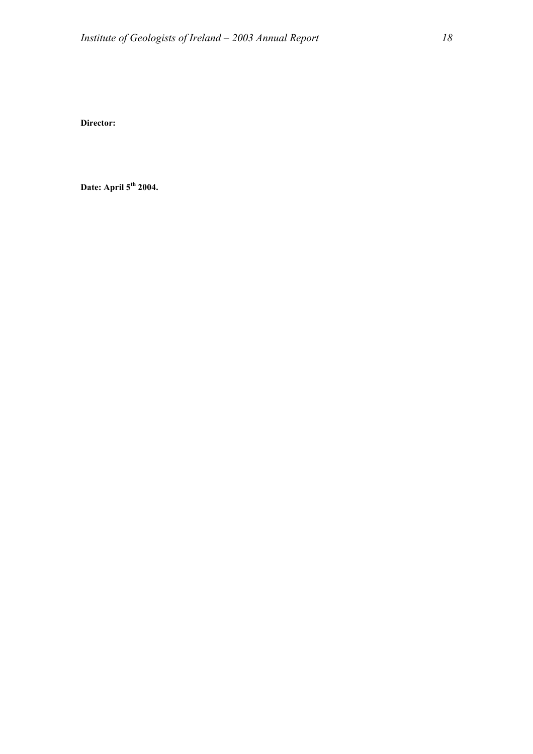**Director:**

**Date: April 5th 2004.**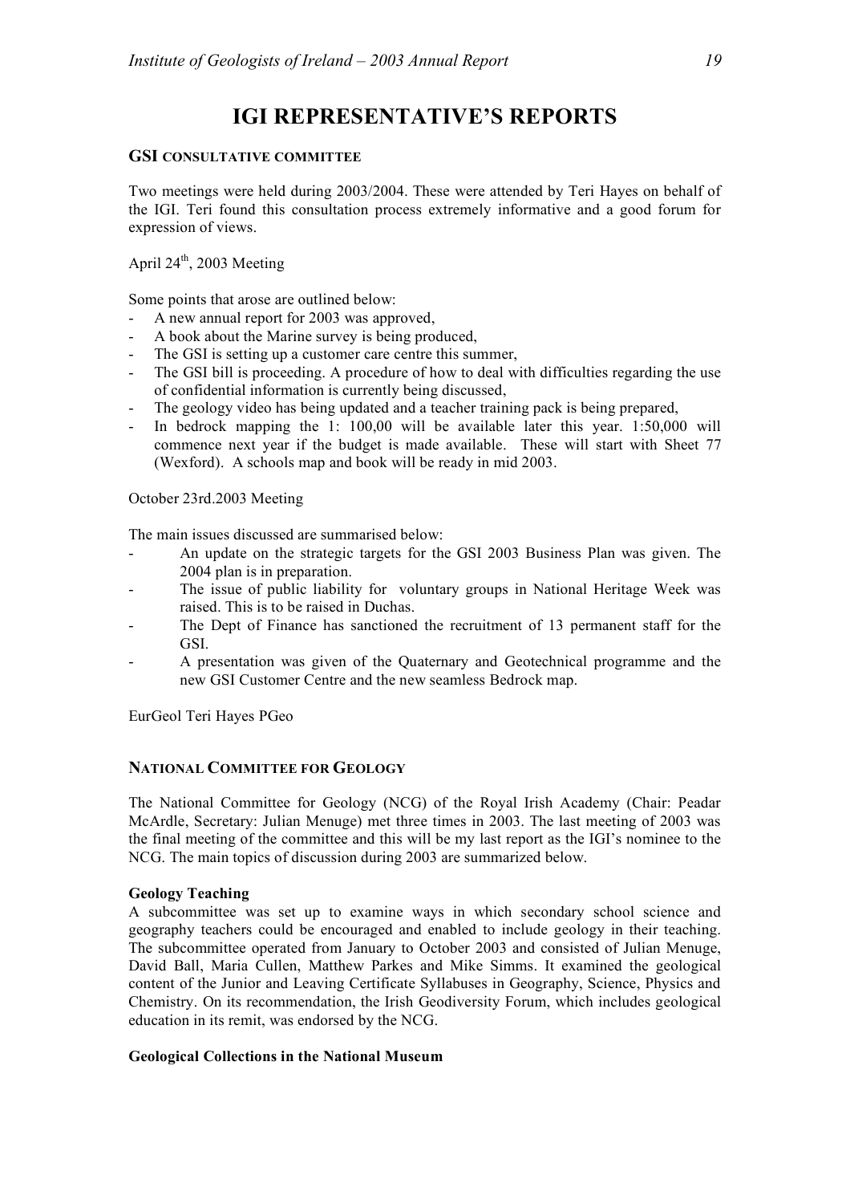# IGI REPRESENTATIVE'S REPORTS

## GSI CONSULTATIVE COMMITTEE

Two meetings were held during 2003/2004. These were attended by Teri Hayes on behalf of the IGI. Teri found this consultation process extremely informative and a good forum for expression of views.

April 24th, 2003 Meeting

Some points that arose are outlined below:

- A new annual report for 2003 was approved,
- A book about the Marine survey is being produced,
- The GSI is setting up a customer care centre this summer,
- The GSI bill is proceeding. A procedure of how to deal with difficulties regarding the use of confidential information is currently being discussed,
- The geology video has being updated and a teacher training pack is being prepared,
- In bedrock mapping the 1: 100,00 will be available later this year. 1:50,000 will commence next year if the budget is made available. These will start with Sheet 77 (Wexford). A schools map and book will be ready in mid 2003.

October 23rd.2003 Meeting

The main issues discussed are summarised below:

- An update on the strategic targets for the GSI 2003 Business Plan was given. The 2004 plan is in preparation.
- The issue of public liability for voluntary groups in National Heritage Week was raised. This is to be raised in Duchas.
- The Dept of Finance has sanctioned the recruitment of 13 permanent staff for the GSI.
- A presentation was given of the Quaternary and Geotechnical programme and the new GSI Customer Centre and the new seamless Bedrock map.

EurGeol Teri Hayes PGeo

## NATIONAL COMMITTEE FOR GEOLOGY

The National Committee for Geology (NCG) of the Royal Irish Academy (Chair: Peadar McArdle, Secretary: Julian Menuge) met three times in 2003. The last meeting of 2003 was the final meeting of the committee and this will be my last report as the IGI's nominee to the NCG. The main topics of discussion during 2003 are summarized below.

### Geology Teaching

A subcommittee was set up to examine ways in which secondary school science and geography teachers could be encouraged and enabled to include geology in their teaching. The subcommittee operated from January to October 2003 and consisted of Julian Menuge, David Ball, Maria Cullen, Matthew Parkes and Mike Simms. It examined the geological content of the Junior and Leaving Certificate Syllabuses in Geography, Science, Physics and Chemistry. On its recommendation, the Irish Geodiversity Forum, which includes geological education in its remit, was endorsed by the NCG.

### Geological Collections in the National Museum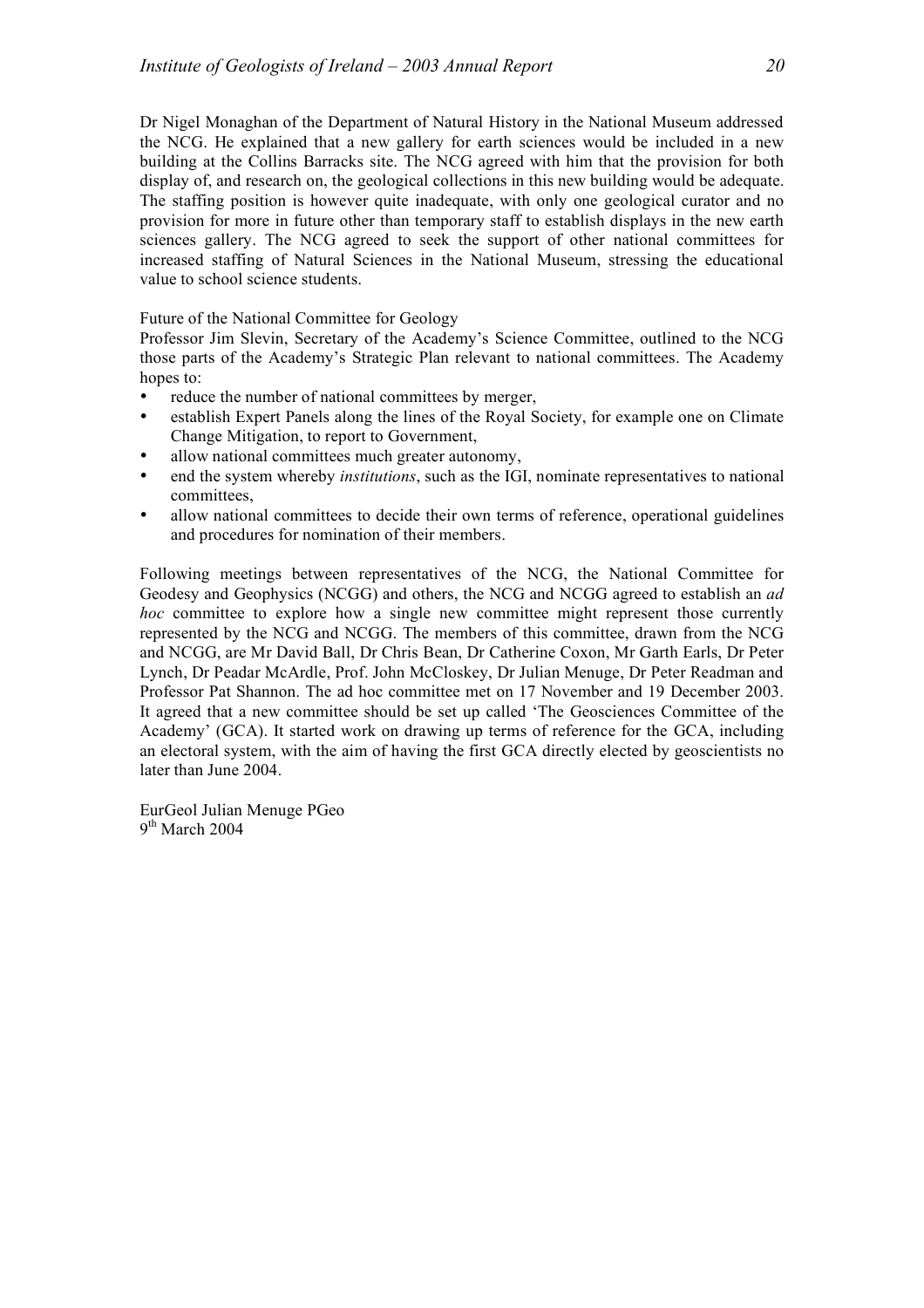Dr Nigel Monaghan of the Department of Natural History in the National Museum addressed the NCG. He explained that a new gallery for earth sciences would be included in a new building at the Collins Barracks site. The NCG agreed with him that the provision for both display of, and research on, the geological collections in this new building would be adequate. The staffing position is however quite inadequate, with only one geological curator and no provision for more in future other than temporary staff to establish displays in the new earth sciences gallery. The NCG agreed to seek the support of other national committees for increased staffing of Natural Sciences in the National Museum, stressing the educational value to school science students.

Future of the National Committee for Geology

Professor Jim Slevin, Secretary of the Academy's Science Committee, outlined to the NCG those parts of the Academy's Strategic Plan relevant to national committees. The Academy hopes to:

- reduce the number of national committees by merger,
- establish Expert Panels along the lines of the Royal Society, for example one on Climate Change Mitigation, to report to Government,
- allow national committees much greater autonomy,
- end the system whereby *institutions*, such as the IGI, nominate representatives to national committees,
- allow national committees to decide their own terms of reference, operational guidelines and procedures for nomination of their members.

Following meetings between representatives of the NCG, the National Committee for Geodesy and Geophysics (NCGG) and others, the NCG and NCGG agreed to establish an *ad hoc* committee to explore how a single new committee might represent those currently represented by the NCG and NCGG. The members of this committee, drawn from the NCG and NCGG, are Mr David Ball, Dr Chris Bean, Dr Catherine Coxon, Mr Garth Earls, Dr Peter Lynch, Dr Peadar McArdle, Prof. John McCloskey, Dr Julian Menuge, Dr Peter Readman and Professor Pat Shannon. The ad hoc committee met on 17 November and 19 December 2003. It agreed that a new committee should be set up called 'The Geosciences Committee of the Academy' (GCA). It started work on drawing up terms of reference for the GCA, including an electoral system, with the aim of having the first GCA directly elected by geoscientists no later than June 2004.

EurGeol Julian Menuge PGeo
9th March 2004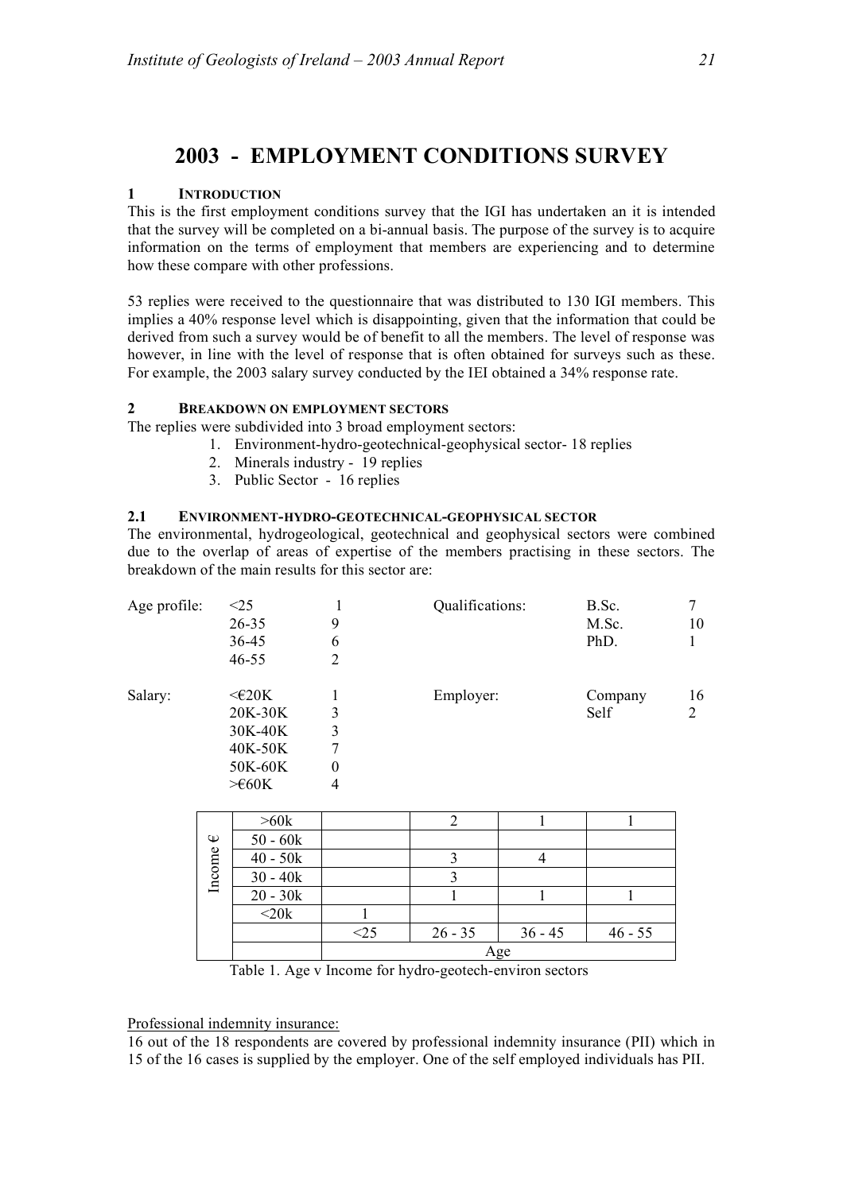# 2003 - EMPLOYMENT CONDITIONS SURVEY

## 1 INTRODUCTION

This is the first employment conditions survey that the IGI has undertaken an it is intended that the survey will be completed on a bi-annual basis. The purpose of the survey is to acquire information on the terms of employment that members are experiencing and to determine how these compare with other professions.

53 replies were received to the questionnaire that was distributed to 130 IGI members. This implies a 40% response level which is disappointing, given that the information that could be derived from such a survey would be of benefit to all the members. The level of response was however, in line with the level of response that is often obtained for surveys such as these. For example, the 2003 salary survey conducted by the IEI obtained a 34% response rate.

## 2 BREAKDOWN ON EMPLOYMENT SECTORS

The replies were subdivided into 3 broad employment sectors:

1. Environment-hydro-geotechnical-geophysical sector- 18 replies
2. Minerals industry - 19 replies
3. Public Sector - 16 replies

### 2.1 ENVIRONMENT-HYDRO-GEOTECHNICAL-GEOPHYSICAL SECTOR

The environmental, hydrogeological, geotechnical and geophysical sectors were combined due to the overlap of areas of expertise of the members practising in these sectors. The breakdown of the main results for this sector are:

| Age profile: | | | Qualifications: | | |
|---|---|---|---|---|---|
| | <25 | 1 | | B.Sc. | 7 |
| | 26-35 | 9 | | M.Sc. | 10 |
| | 36-45 | 6 | | PhD. | 1 |
| | 46-55 | 2 | | | |

| Salary: | | | Employer: | | |
|---|---|---|---|---|---|
| | <€20K | 1 | | Company | 16 |
| | 20K-30K | 3 | | Self | 2 |
| | 30K-40K | 3 | | | |
| | 40K-50K | 7 | | | |
| | 50K-60K | 0 | | | |
| | >€60K | 4 | | | |

| Income € | <25 | 26 - 35 | 36 - 45 | 46 - 55 |
|---|---|---|---|---|
| >60k | | 2 | 1 | 1 |
| 50 - 60k | | | | |
| 40 - 50k | | 3 | 4 | |
| 30 - 40k | | 3 | | |
| 20 - 30k | | 1 | 1 | 1 |
| <20k | 1 | | | |
| | Age | | | |

Table 1. Age v Income for hydro-geotech-environ sectors

Professional indemnity insurance:

16 out of the 18 respondents are covered by professional indemnity insurance (PII) which in 15 of the 16 cases is supplied by the employer. One of the self employed individuals has PII.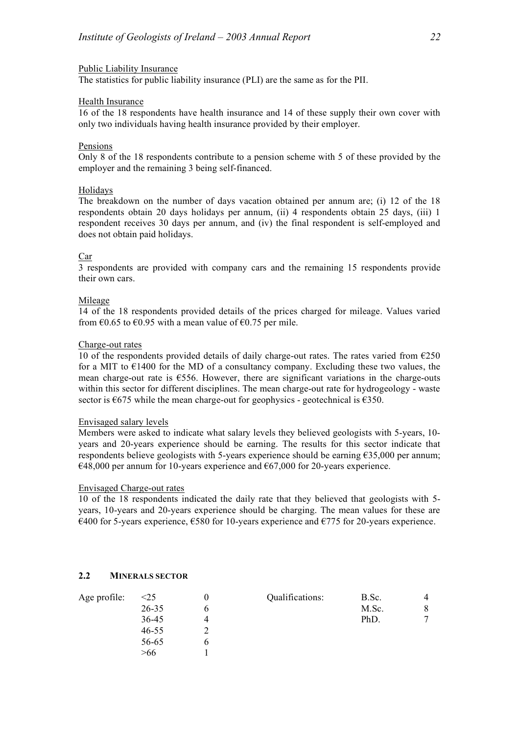Public Liability Insurance

The statistics for public liability insurance (PLI) are the same as for the PII.

Health Insurance

16 of the 18 respondents have health insurance and 14 of these supply their own cover with only two individuals having health insurance provided by their employer.

Pensions

Only 8 of the 18 respondents contribute to a pension scheme with 5 of these provided by the employer and the remaining 3 being self-financed.

Holidays

The breakdown on the number of days vacation obtained per annum are; (i) 12 of the 18 respondents obtain 20 days holidays per annum, (ii) 4 respondents obtain 25 days, (iii) 1 respondent receives 30 days per annum, and (iv) the final respondent is self-employed and does not obtain paid holidays.

Car

3 respondents are provided with company cars and the remaining 15 respondents provide their own cars.

Mileage

14 of the 18 respondents provided details of the prices charged for mileage. Values varied from €0.65 to €0.95 with a mean value of €0.75 per mile.

Charge-out rates

10 of the respondents provided details of daily charge-out rates. The rates varied from €250 for a MIT to €1400 for the MD of a consultancy company. Excluding these two values, the mean charge-out rate is €556. However, there are significant variations in the charge-outs within this sector for different disciplines. The mean charge-out rate for hydrogeology - waste sector is €675 while the mean charge-out for geophysics - geotechnical is €350.

Envisaged salary levels

Members were asked to indicate what salary levels they believed geologists with 5-years, 10-years and 20-years experience should be earning. The results for this sector indicate that respondents believe geologists with 5-years experience should be earning €35,000 per annum; €48,000 per annum for 10-years experience and €67,000 for 20-years experience.

Envisaged Charge-out rates

10 of the 18 respondents indicated the daily rate that they believed that geologists with 5-years, 10-years and 20-years experience should be charging. The mean values for these are €400 for 5-years experience, €580 for 10-years experience and €775 for 20-years experience.

## 2.2 MINERALS SECTOR

| Age profile: | | | Qualifications: | | |
|---|---|---|---|---|---|
| | <25 | 0 | | B.Sc. | 4 |
| | 26-35 | 6 | | M.Sc. | 8 |
| | 36-45 | 4 | | PhD. | 7 |
| | 46-55 | 2 | | | |
| | 56-65 | 6 | | | |
| | >66 | 1 | | | |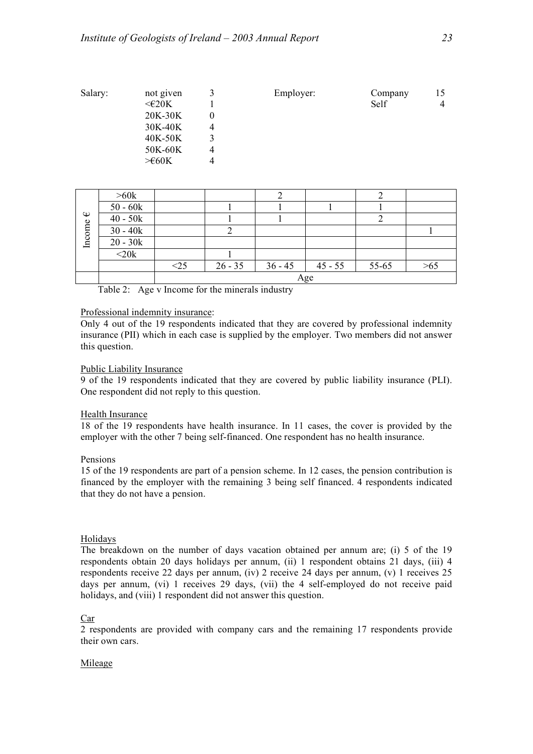| Salary: | | Employer: | |
|---|---|---|---|
| not given | 3 | Company | 15 |
| <€20K | 1 | Self | 4 |
| 20K-30K | 0 | | |
| 30K-40K | 4 | | |
| 40K-50K | 3 | | |
| 50K-60K | 4 | | |
| >€60K | 4 | | |

| Income € | | | | | | | |
|---|---|---|---|---|---|---|---|
| | >60k | | | 2 | | 2 | |
| | 50 - 60k | | 1 | 1 | 1 | 1 | |
| | 40 - 50k | | 1 | 1 | | 2 | |
| | 30 - 40k | | 2 | | | | 1 |
| | 20 - 30k | | | | | | |
| | <20k | | 1 | | | | |
| | | <25 | 26 - 35 | 36 - 45 | 45 - 55 | 55-65 | >65 |
| | | Age | | | | | |

Table 2: Age v Income for the minerals industry

Professional indemnity insurance:

Only 4 out of the 19 respondents indicated that they are covered by professional indemnity insurance (PII) which in each case is supplied by the employer. Two members did not answer this question.

Public Liability Insurance

9 of the 19 respondents indicated that they are covered by public liability insurance (PLI). One respondent did not reply to this question.

Health Insurance

18 of the 19 respondents have health insurance. In 11 cases, the cover is provided by the employer with the other 7 being self-financed. One respondent has no health insurance.

Pensions

15 of the 19 respondents are part of a pension scheme. In 12 cases, the pension contribution is financed by the employer with the remaining 3 being self financed. 4 respondents indicated that they do not have a pension.

Holidays

The breakdown on the number of days vacation obtained per annum are; (i) 5 of the 19 respondents obtain 20 days holidays per annum, (ii) 1 respondent obtains 21 days, (iii) 4 respondents receive 22 days per annum, (iv) 2 receive 24 days per annum, (v) 1 receives 25 days per annum, (vi) 1 receives 29 days, (vii) the 4 self-employed do not receive paid holidays, and (viii) 1 respondent did not answer this question.

Car

2 respondents are provided with company cars and the remaining 17 respondents provide their own cars.

Mileage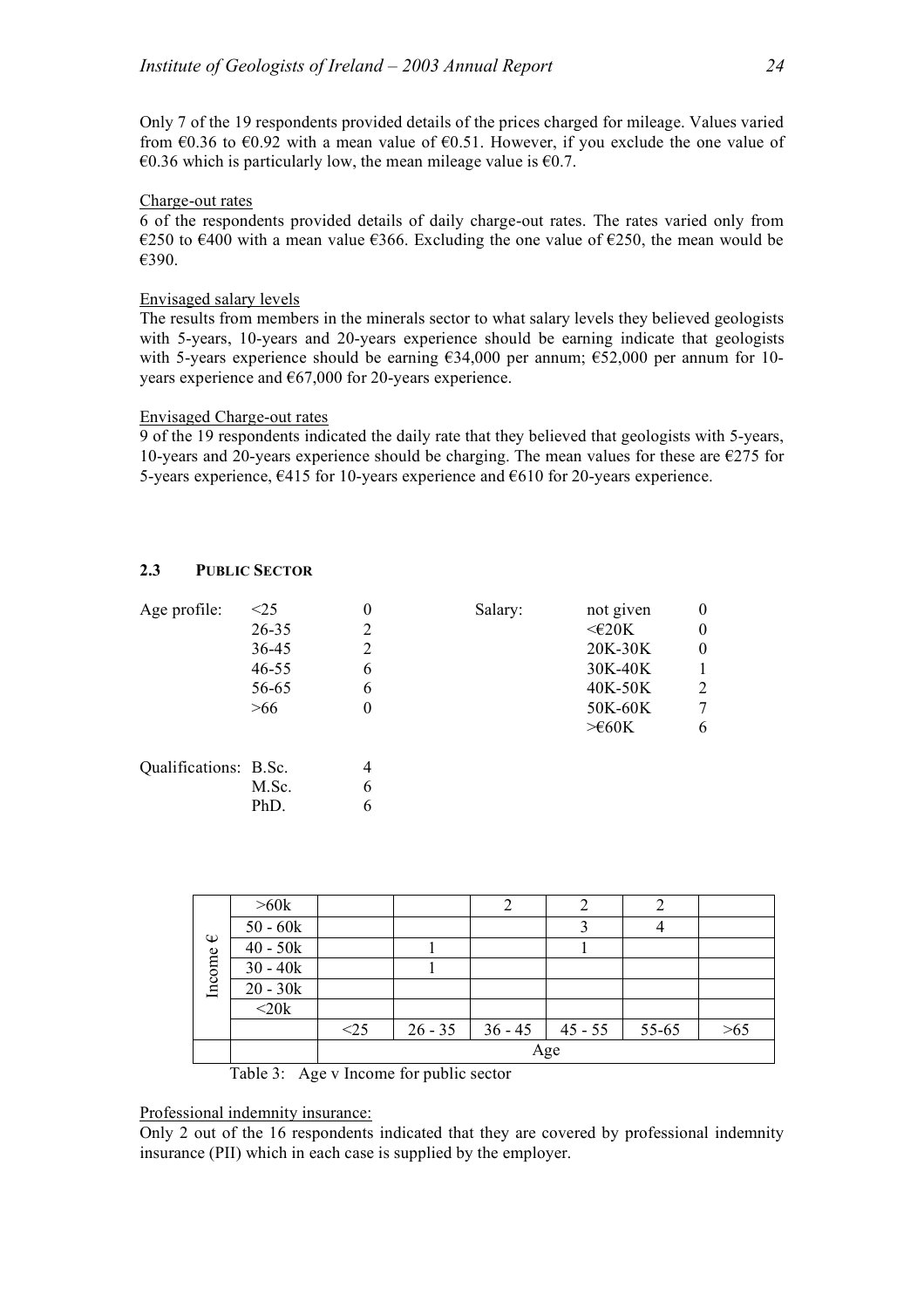Only 7 of the 19 respondents provided details of the prices charged for mileage. Values varied from €0.36 to €0.92 with a mean value of €0.51. However, if you exclude the one value of €0.36 which is particularly low, the mean mileage value is €0.7.

Charge-out rates

6 of the respondents provided details of daily charge-out rates. The rates varied only from €250 to €400 with a mean value €366. Excluding the one value of €250, the mean would be €390.

Envisaged salary levels

The results from members in the minerals sector to what salary levels they believed geologists with 5-years, 10-years and 20-years experience should be earning indicate that geologists with 5-years experience should be earning €34,000 per annum; €52,000 per annum for 10-years experience and €67,000 for 20-years experience.

Envisaged Charge-out rates

9 of the 19 respondents indicated the daily rate that they believed that geologists with 5-years, 10-years and 20-years experience should be charging. The mean values for these are €275 for 5-years experience, €415 for 10-years experience and €610 for 20-years experience.

## 2.3 PUBLIC SECTOR

| Age profile: | | |
|---|---|---|
| | <25 | 0 |
| | 26-35 | 2 |
| | 36-45 | 2 |
| | 46-55 | 6 |
| | 56-65 | 6 |
| | >66 | 0 |

| Salary: | | |
|---|---|---|
| | not given | 0 |
| | <€20K | 0 |
| | 20K-30K | 0 |
| | 30K-40K | 1 |
| | 40K-50K | 2 |
| | 50K-60K | 7 |
| | >€60K | 6 |

| Qualifications: | | |
|---|---|---|
| | B.Sc. | 4 |
| | M.Sc. | 6 |
| | PhD. | 6 |

| Income € | | Age | | | | | |
|---|---|---|---|---|---|---|---|
| | | <25 | 26 - 35 | 36 - 45 | 45 - 55 | 55-65 | >65 |
| | >60k | | | 2 | 2 | 2 | |
| | 50 - 60k | | | | 3 | 4 | |
| | 40 - 50k | | 1 | | 1 | | |
| | 30 - 40k | | 1 | | | | |
| | 20 - 30k | | | | | | |
| | <20k | | | | | | |

Table 3: Age v Income for public sector

Professional indemnity insurance:

Only 2 out of the 16 respondents indicated that they are covered by professional indemnity insurance (PII) which in each case is supplied by the employer.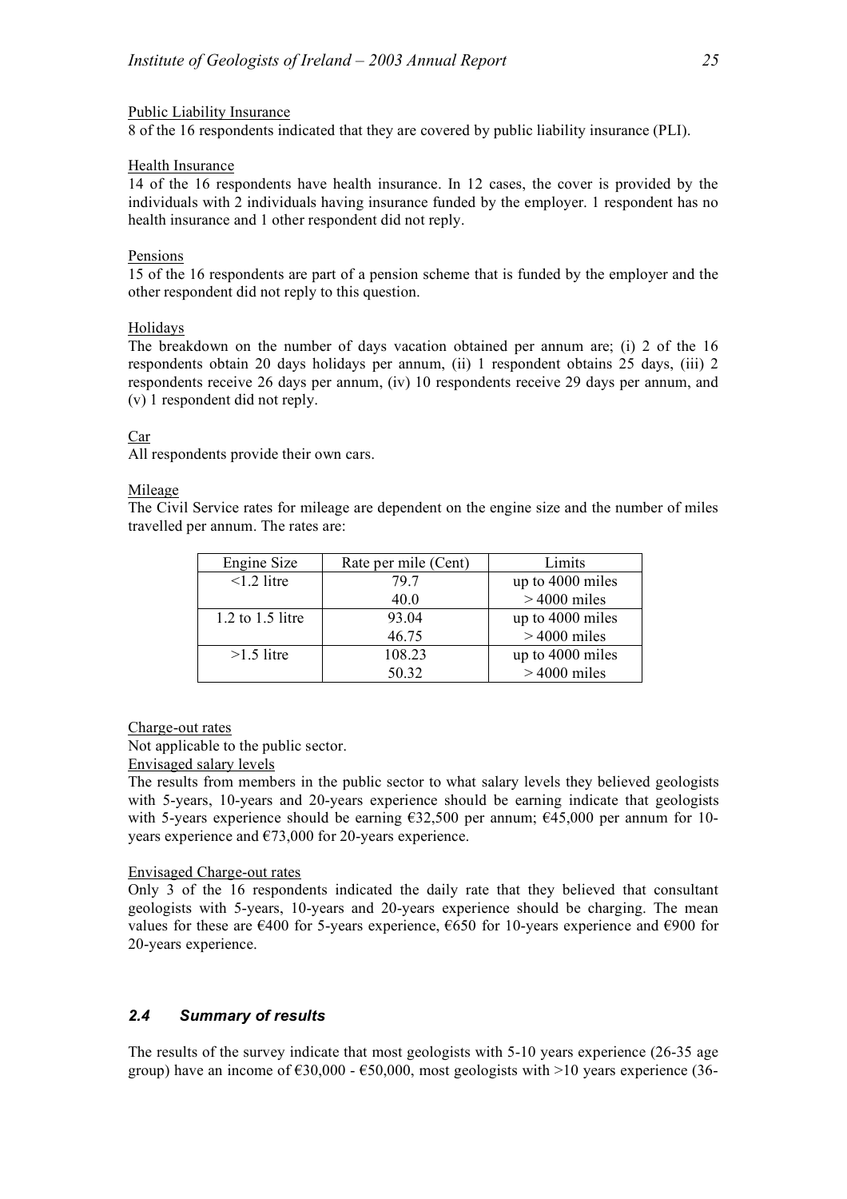Public Liability Insurance

8 of the 16 respondents indicated that they are covered by public liability insurance (PLI).

Health Insurance

14 of the 16 respondents have health insurance. In 12 cases, the cover is provided by the individuals with 2 individuals having insurance funded by the employer. 1 respondent has no health insurance and 1 other respondent did not reply.

Pensions

15 of the 16 respondents are part of a pension scheme that is funded by the employer and the other respondent did not reply to this question.

Holidays

The breakdown on the number of days vacation obtained per annum are; (i) 2 of the 16 respondents obtain 20 days holidays per annum, (ii) 1 respondent obtains 25 days, (iii) 2 respondents receive 26 days per annum, (iv) 10 respondents receive 29 days per annum, and (v) 1 respondent did not reply.

Car

All respondents provide their own cars.

Mileage

The Civil Service rates for mileage are dependent on the engine size and the number of miles travelled per annum. The rates are:

| Engine Size | Rate per mile (Cent) | Limits |
|---|---|---|
| <1.2 litre | 79.7 | up to 4000 miles |
| | 40.0 | > 4000 miles |
| 1.2 to 1.5 litre | 93.04 | up to 4000 miles |
| | 46.75 | > 4000 miles |
| >1.5 litre | 108.23 | up to 4000 miles |
| | 50.32 | > 4000 miles |

Charge-out rates

Not applicable to the public sector.

Envisaged salary levels

The results from members in the public sector to what salary levels they believed geologists with 5-years, 10-years and 20-years experience should be earning indicate that geologists with 5-years experience should be earning €32,500 per annum; €45,000 per annum for 10-years experience and €73,000 for 20-years experience.

Envisaged Charge-out rates

Only 3 of the 16 respondents indicated the daily rate that they believed that consultant geologists with 5-years, 10-years and 20-years experience should be charging. The mean values for these are €400 for 5-years experience, €650 for 10-years experience and €900 for 20-years experience.

### *2.4 Summary of results*

The results of the survey indicate that most geologists with 5-10 years experience (26-35 age group) have an income of €30,000 - €50,000, most geologists with >10 years experience (36-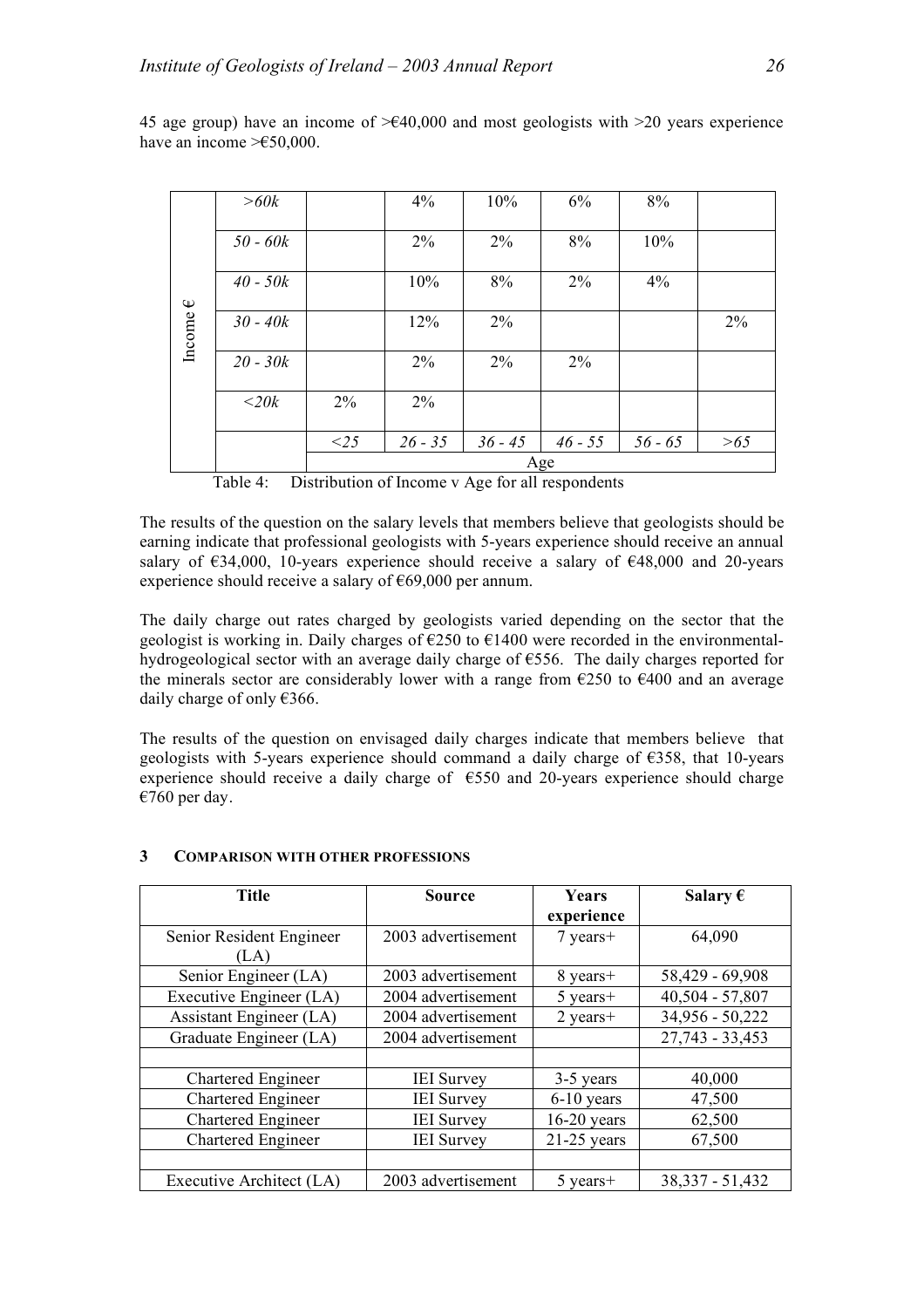45 age group) have an income of >€40,000 and most geologists with >20 years experience have an income >€50,000.

| Income € | | | | | | | |
|---|---|---|---|---|---|---|---|
| | *>60k* | | 4% | 10% | 6% | 8% | |
| | *50 - 60k* | | 2% | 2% | 8% | 10% | |
| | *40 - 50k* | | 10% | 8% | 2% | 4% | |
| | *30 - 40k* | | 12% | 2% | | | 2% |
| | *20 - 30k* | | 2% | 2% | 2% | | |
| | *<20k* | 2% | 2% | | | | |
| | | *<25* | *26 - 35* | *36 - 45* | *46 - 55* | *56 - 65* | *>65* |
| | | Age | | | | | |

Table 4: Distribution of Income v Age for all respondents

The results of the question on the salary levels that members believe that geologists should be earning indicate that professional geologists with 5-years experience should receive an annual salary of €34,000, 10-years experience should receive a salary of €48,000 and 20-years experience should receive a salary of €69,000 per annum.

The daily charge out rates charged by geologists varied depending on the sector that the geologist is working in. Daily charges of €250 to €1400 were recorded in the environmental-hydrogeological sector with an average daily charge of €556. The daily charges reported for the minerals sector are considerably lower with a range from €250 to €400 and an average daily charge of only €366.

The results of the question on envisaged daily charges indicate that members believe that geologists with 5-years experience should command a daily charge of €358, that 10-years experience should receive a daily charge of €550 and 20-years experience should charge €760 per day.

## 3 COMPARISON WITH OTHER PROFESSIONS

| Title | Source | Years experience | Salary € |
|---|---|---|---|
| Senior Resident Engineer (LA) | 2003 advertisement | 7 years+ | 64,090 |
| Senior Engineer (LA) | 2003 advertisement | 8 years+ | 58,429 - 69,908 |
| Executive Engineer (LA) | 2004 advertisement | 5 years+ | 40,504 - 57,807 |
| Assistant Engineer (LA) | 2004 advertisement | 2 years+ | 34,956 - 50,222 |
| Graduate Engineer (LA) | 2004 advertisement | | 27,743 - 33,453 |
| | | | |
| Chartered Engineer | IEI Survey | 3-5 years | 40,000 |
| Chartered Engineer | IEI Survey | 6-10 years | 47,500 |
| Chartered Engineer | IEI Survey | 16-20 years | 62,500 |
| Chartered Engineer | IEI Survey | 21-25 years | 67,500 |
| | | | |
| Executive Architect (LA) | 2003 advertisement | 5 years+ | 38,337 - 51,432 |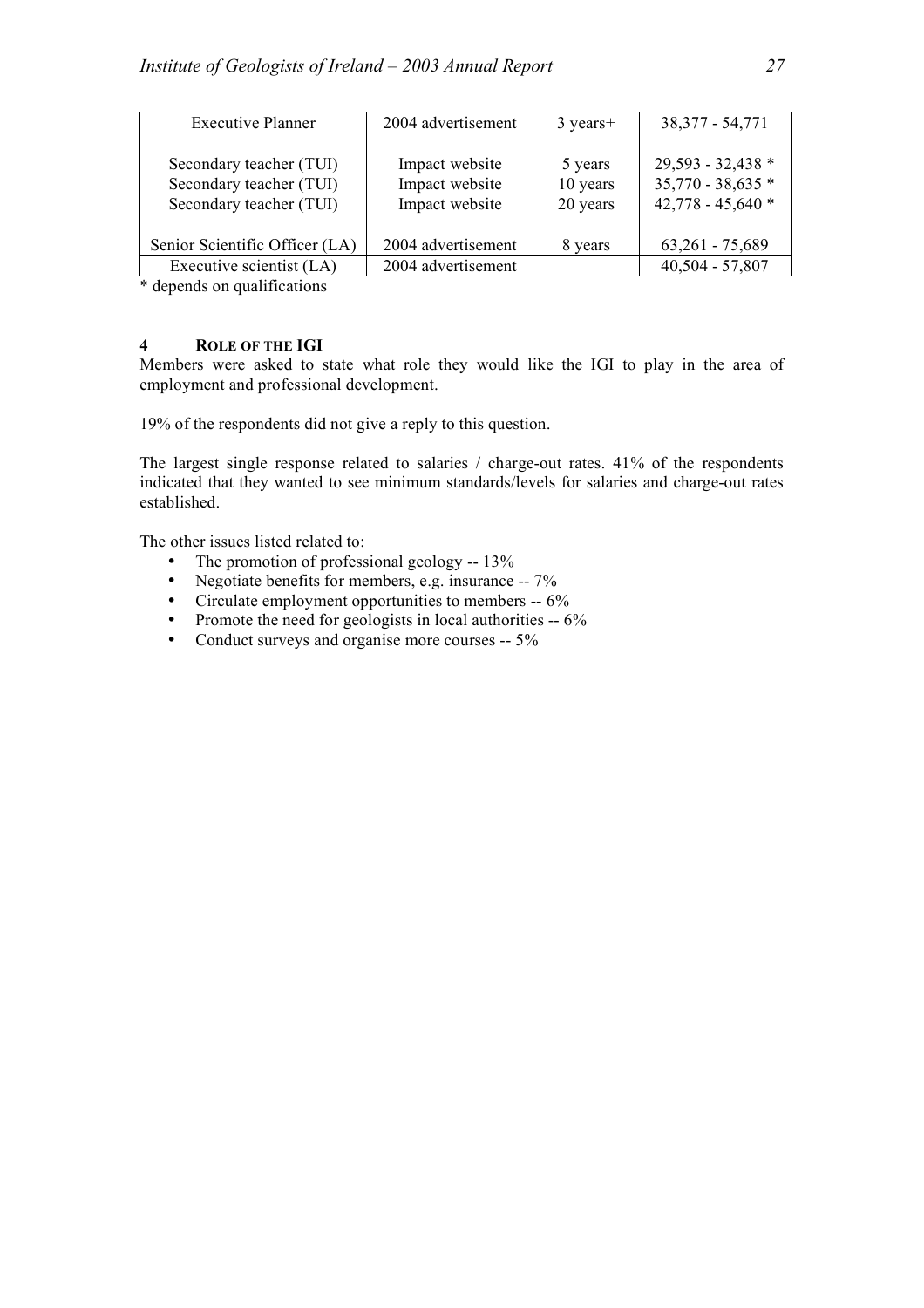| Executive Planner | 2004 advertisement | 3 years+ | 38,377 - 54,771 |
|---|---|---|---|
| | | | |
| Secondary teacher (TUI) | Impact website | 5 years | 29,593 - 32,438 * |
| Secondary teacher (TUI) | Impact website | 10 years | 35,770 - 38,635 * |
| Secondary teacher (TUI) | Impact website | 20 years | 42,778 - 45,640 * |
| | | | |
| Senior Scientific Officer (LA) | 2004 advertisement | 8 years | 63,261 - 75,689 |
| Executive scientist (LA) | 2004 advertisement | | 40,504 - 57,807 |

* depends on qualifications

## 4 ROLE OF THE IGI

Members were asked to state what role they would like the IGI to play in the area of employment and professional development.

19% of the respondents did not give a reply to this question.

The largest single response related to salaries / charge-out rates. 41% of the respondents indicated that they wanted to see minimum standards/levels for salaries and charge-out rates established.

The other issues listed related to:

- The promotion of professional geology -- 13%
- Negotiate benefits for members, e.g. insurance -- 7%
- Circulate employment opportunities to members -- 6%
- Promote the need for geologists in local authorities -- 6%
- Conduct surveys and organise more courses -- 5%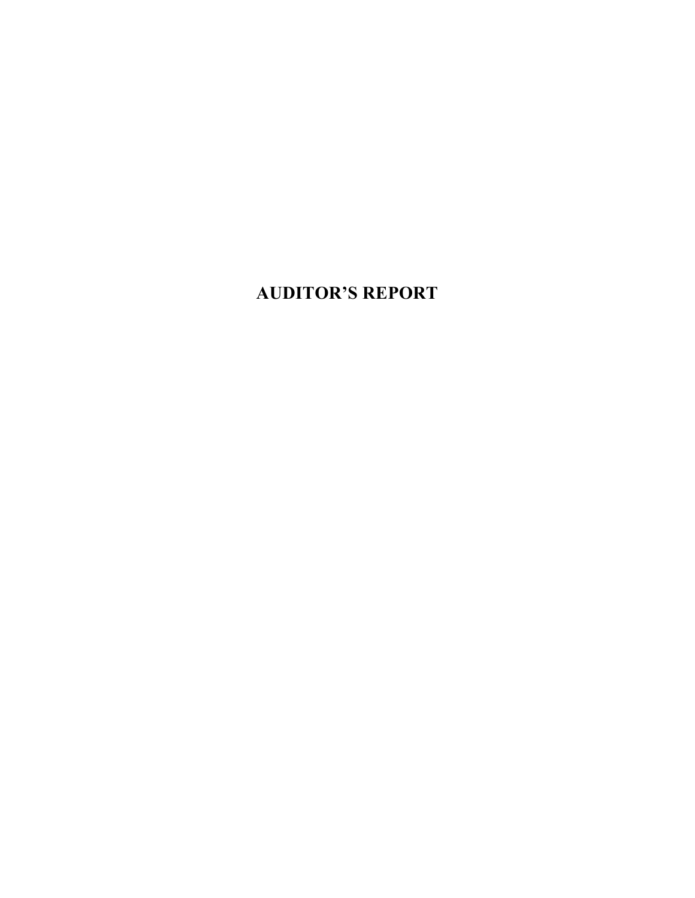# AUDITOR'S REPORT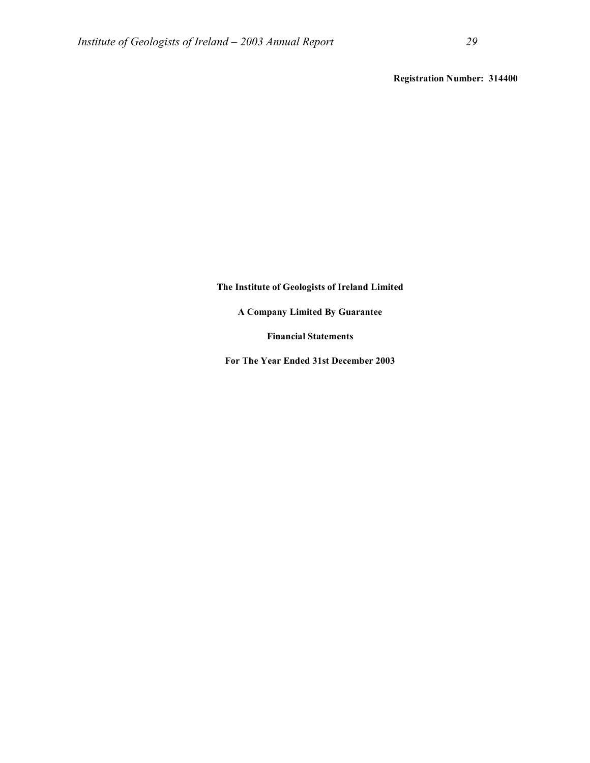**Registration Number: 314400**

**The Institute of Geologists of Ireland Limited**

**A Company Limited By Guarantee**

**Financial Statements**

**For The Year Ended 31st December 2003**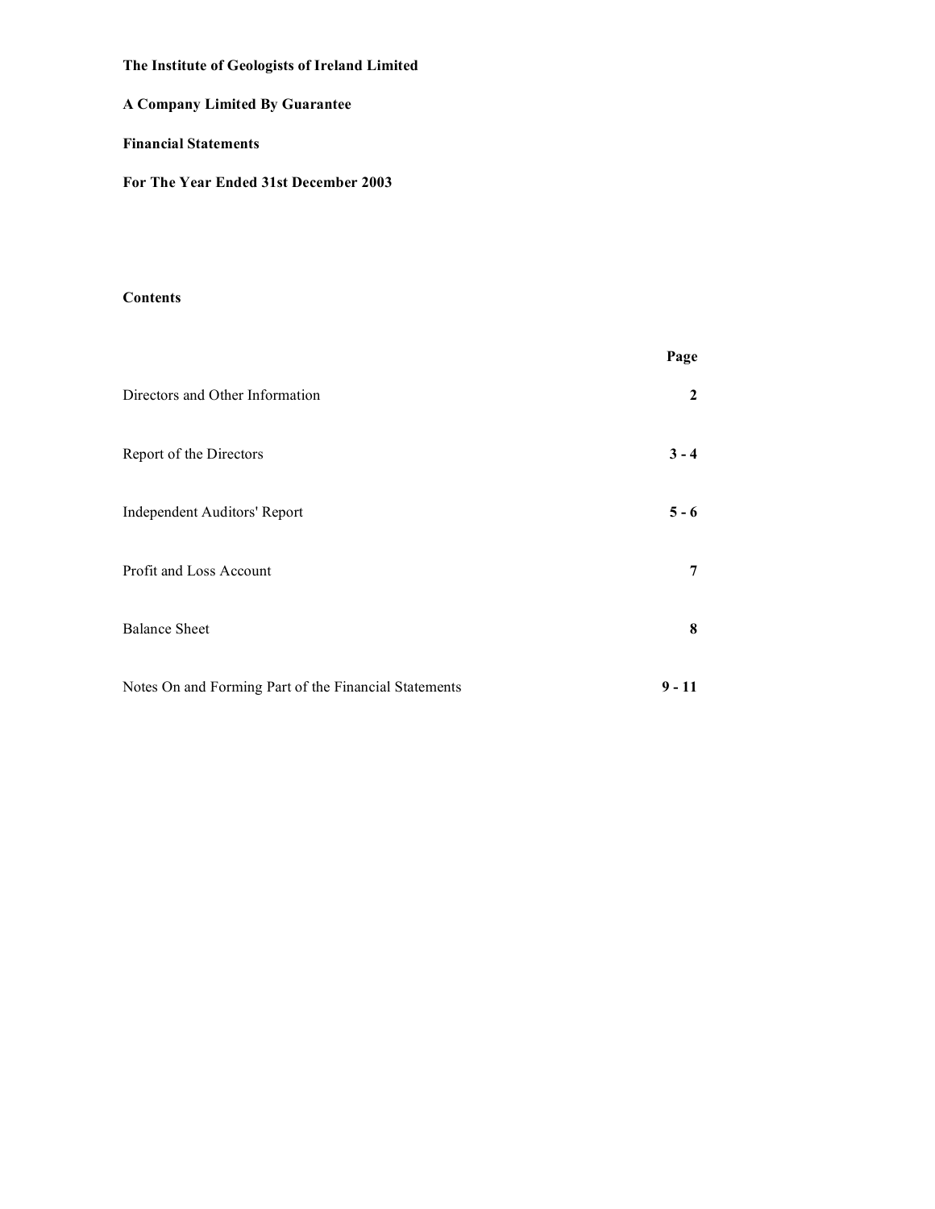**The Institute of Geologists of Ireland Limited**

**A Company Limited By Guarantee**

**Financial Statements**

**For The Year Ended 31st December 2003**

**Contents**

| | **Page** |
|---|---|
| Directors and Other Information | **2** |
| Report of the Directors | **3 - 4** |
| Independent Auditors' Report | **5 - 6** |
| Profit and Loss Account | **7** |
| Balance Sheet | **8** |
| Notes On and Forming Part of the Financial Statements | **9 - 11** |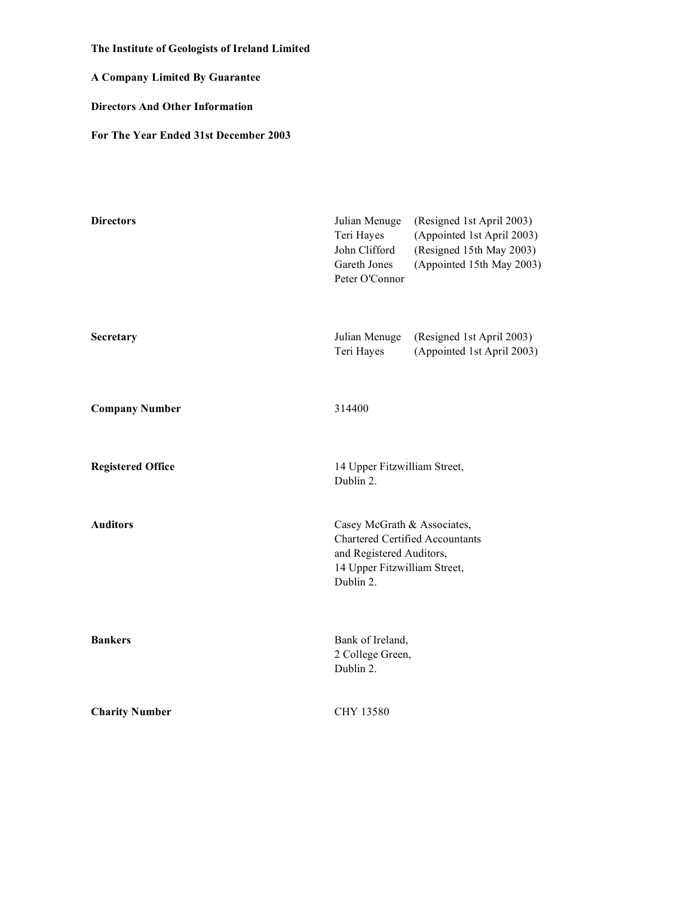**The Institute of Geologists of Ireland Limited**

**A Company Limited By Guarantee**

**Directors And Other Information**

**For The Year Ended 31st December 2003**

| | |
|---|---|
| **Directors** | Julian Menuge (Resigned 1st April 2003)<br>Teri Hayes (Appointed 1st April 2003)<br>John Clifford (Resigned 15th May 2003)<br>Gareth Jones (Appointed 15th May 2003)<br>Peter O'Connor |
| **Secretary** | Julian Menuge (Resigned 1st April 2003)<br>Teri Hayes (Appointed 1st April 2003) |
| **Company Number** | 314400 |
| **Registered Office** | 14 Upper Fitzwilliam Street,<br>Dublin 2. |
| **Auditors** | Casey McGrath & Associates,<br>Chartered Certified Accountants<br>and Registered Auditors,<br>14 Upper Fitzwilliam Street,<br>Dublin 2. |
| **Bankers** | Bank of Ireland,<br>2 College Green,<br>Dublin 2. |
| **Charity Number** | CHY 13580 |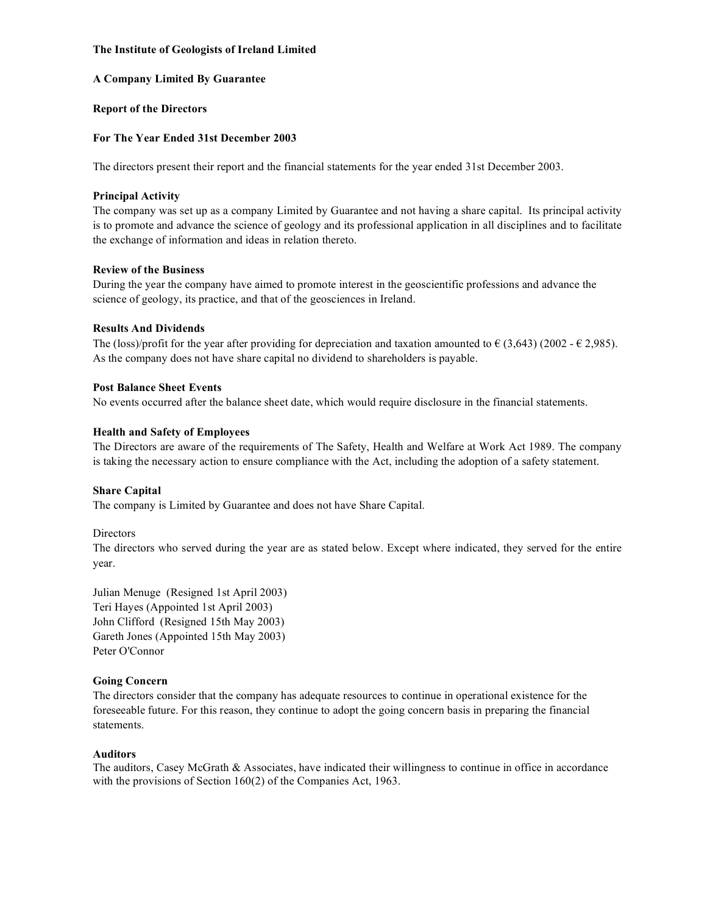**The Institute of Geologists of Ireland Limited**

**A Company Limited By Guarantee**

**Report of the Directors**

**For The Year Ended 31st December 2003**

The directors present their report and the financial statements for the year ended 31st December 2003.

**Principal Activity**

The company was set up as a company Limited by Guarantee and not having a share capital. Its principal activity is to promote and advance the science of geology and its professional application in all disciplines and to facilitate the exchange of information and ideas in relation thereto.

**Review of the Business**

During the year the company have aimed to promote interest in the geoscientific professions and advance the science of geology, its practice, and that of the geosciences in Ireland.

**Results And Dividends**

The (loss)/profit for the year after providing for depreciation and taxation amounted to € (3,643) (2002 - € 2,985). As the company does not have share capital no dividend to shareholders is payable.

**Post Balance Sheet Events**

No events occurred after the balance sheet date, which would require disclosure in the financial statements.

**Health and Safety of Employees**

The Directors are aware of the requirements of The Safety, Health and Welfare at Work Act 1989. The company is taking the necessary action to ensure compliance with the Act, including the adoption of a safety statement.

**Share Capital**

The company is Limited by Guarantee and does not have Share Capital.

Directors

The directors who served during the year are as stated below. Except where indicated, they served for the entire year.

Julian Menuge (Resigned 1st April 2003)
Teri Hayes (Appointed 1st April 2003)
John Clifford (Resigned 15th May 2003)
Gareth Jones (Appointed 15th May 2003)
Peter O'Connor

**Going Concern**

The directors consider that the company has adequate resources to continue in operational existence for the foreseeable future. For this reason, they continue to adopt the going concern basis in preparing the financial statements.

**Auditors**

The auditors, Casey McGrath & Associates, have indicated their willingness to continue in office in accordance with the provisions of Section 160(2) of the Companies Act, 1963.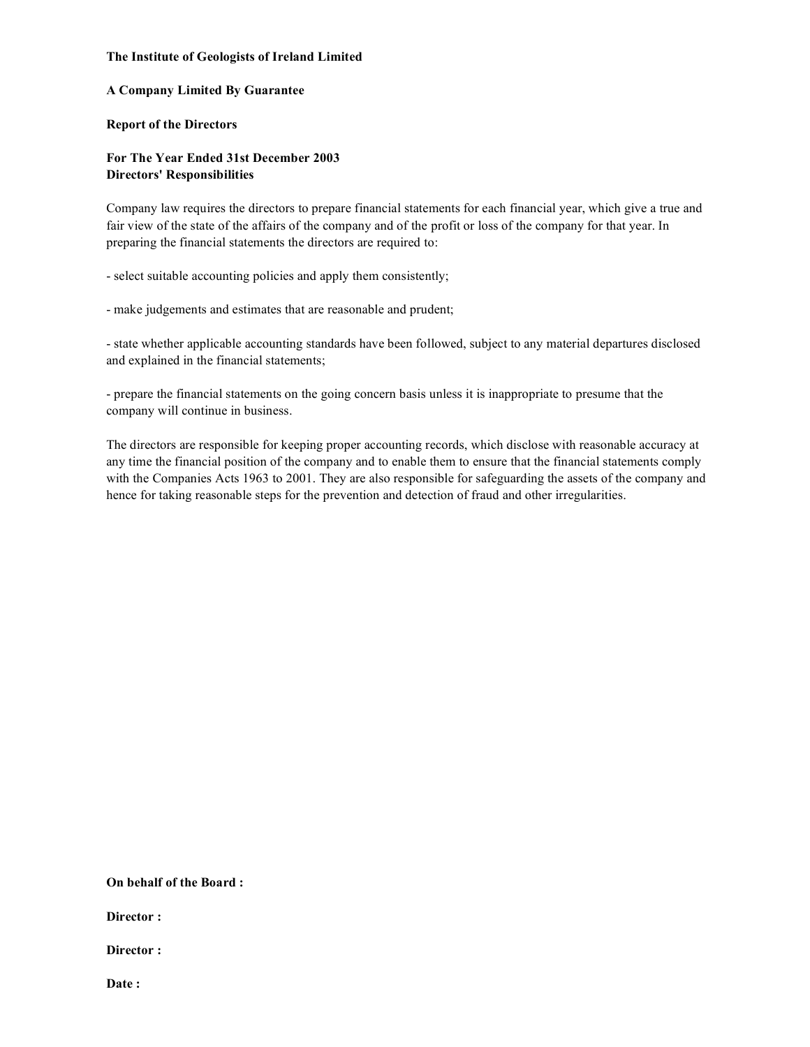**The Institute of Geologists of Ireland Limited**

**A Company Limited By Guarantee**

**Report of the Directors**

**For The Year Ended 31st December 2003**
**Directors' Responsibilities**

Company law requires the directors to prepare financial statements for each financial year, which give a true and fair view of the state of the affairs of the company and of the profit or loss of the company for that year. In preparing the financial statements the directors are required to:

- select suitable accounting policies and apply them consistently;

- make judgements and estimates that are reasonable and prudent;

- state whether applicable accounting standards have been followed, subject to any material departures disclosed and explained in the financial statements;

- prepare the financial statements on the going concern basis unless it is inappropriate to presume that the company will continue in business.

The directors are responsible for keeping proper accounting records, which disclose with reasonable accuracy at any time the financial position of the company and to enable them to ensure that the financial statements comply with the Companies Acts 1963 to 2001. They are also responsible for safeguarding the assets of the company and hence for taking reasonable steps for the prevention and detection of fraud and other irregularities.

**On behalf of the Board :**

**Director :**

**Director :**

**Date :**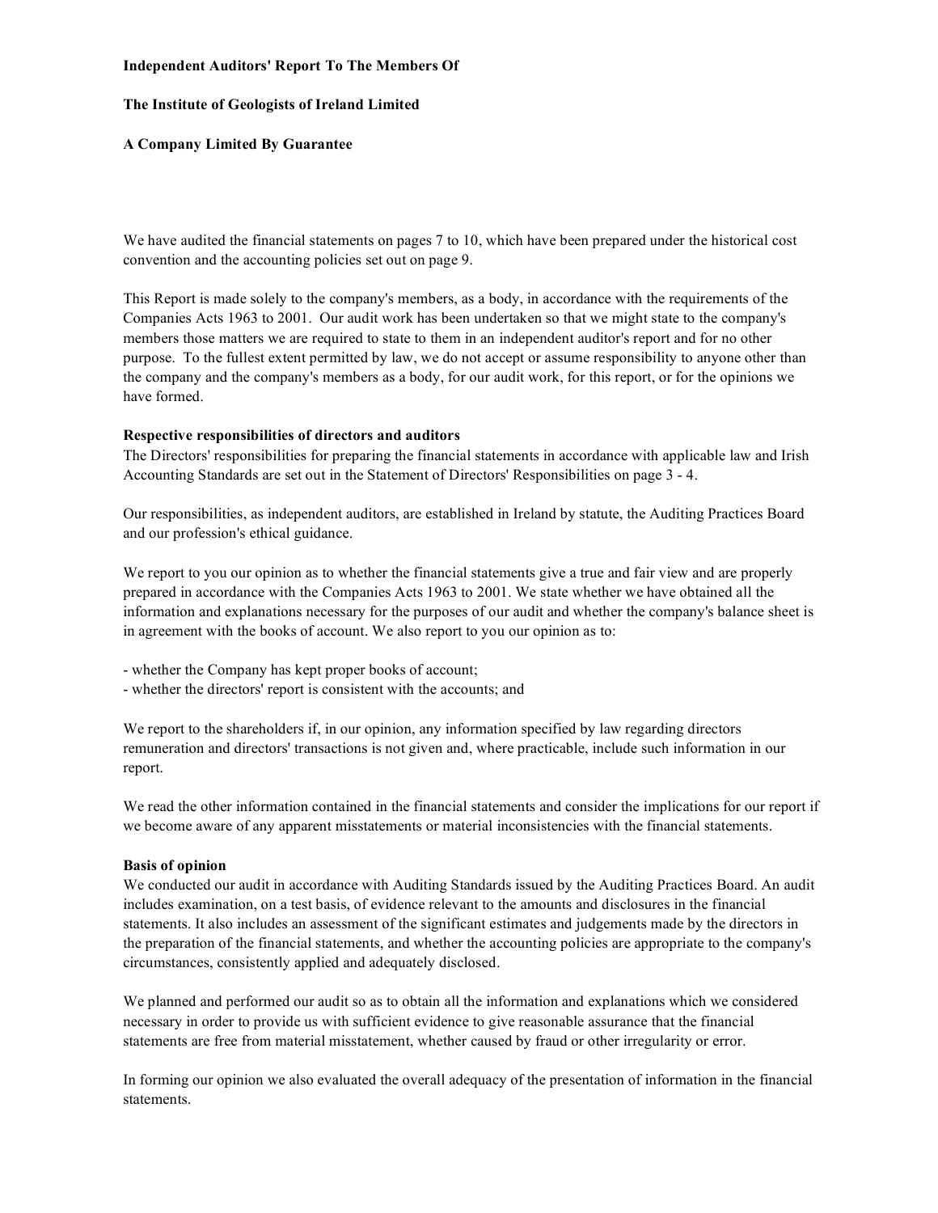**Independent Auditors' Report To The Members Of**

**The Institute of Geologists of Ireland Limited**

**A Company Limited By Guarantee**

We have audited the financial statements on pages 7 to 10, which have been prepared under the historical cost convention and the accounting policies set out on page 9.

This Report is made solely to the company's members, as a body, in accordance with the requirements of the Companies Acts 1963 to 2001. Our audit work has been undertaken so that we might state to the company's members those matters we are required to state to them in an independent auditor's report and for no other purpose. To the fullest extent permitted by law, we do not accept or assume responsibility to anyone other than the company and the company's members as a body, for our audit work, for this report, or for the opinions we have formed.

**Respective responsibilities of directors and auditors**

The Directors' responsibilities for preparing the financial statements in accordance with applicable law and Irish Accounting Standards are set out in the Statement of Directors' Responsibilities on page 3 - 4.

Our responsibilities, as independent auditors, are established in Ireland by statute, the Auditing Practices Board and our profession's ethical guidance.

We report to you our opinion as to whether the financial statements give a true and fair view and are properly prepared in accordance with the Companies Acts 1963 to 2001. We state whether we have obtained all the information and explanations necessary for the purposes of our audit and whether the company's balance sheet is in agreement with the books of account. We also report to you our opinion as to:

- whether the Company has kept proper books of account;
- whether the directors' report is consistent with the accounts; and

We report to the shareholders if, in our opinion, any information specified by law regarding directors remuneration and directors' transactions is not given and, where practicable, include such information in our report.

We read the other information contained in the financial statements and consider the implications for our report if we become aware of any apparent misstatements or material inconsistencies with the financial statements.

**Basis of opinion**

We conducted our audit in accordance with Auditing Standards issued by the Auditing Practices Board. An audit includes examination, on a test basis, of evidence relevant to the amounts and disclosures in the financial statements. It also includes an assessment of the significant estimates and judgements made by the directors in the preparation of the financial statements, and whether the accounting policies are appropriate to the company's circumstances, consistently applied and adequately disclosed.

We planned and performed our audit so as to obtain all the information and explanations which we considered necessary in order to provide us with sufficient evidence to give reasonable assurance that the financial statements are free from material misstatement, whether caused by fraud or other irregularity or error.

In forming our opinion we also evaluated the overall adequacy of the presentation of information in the financial statements.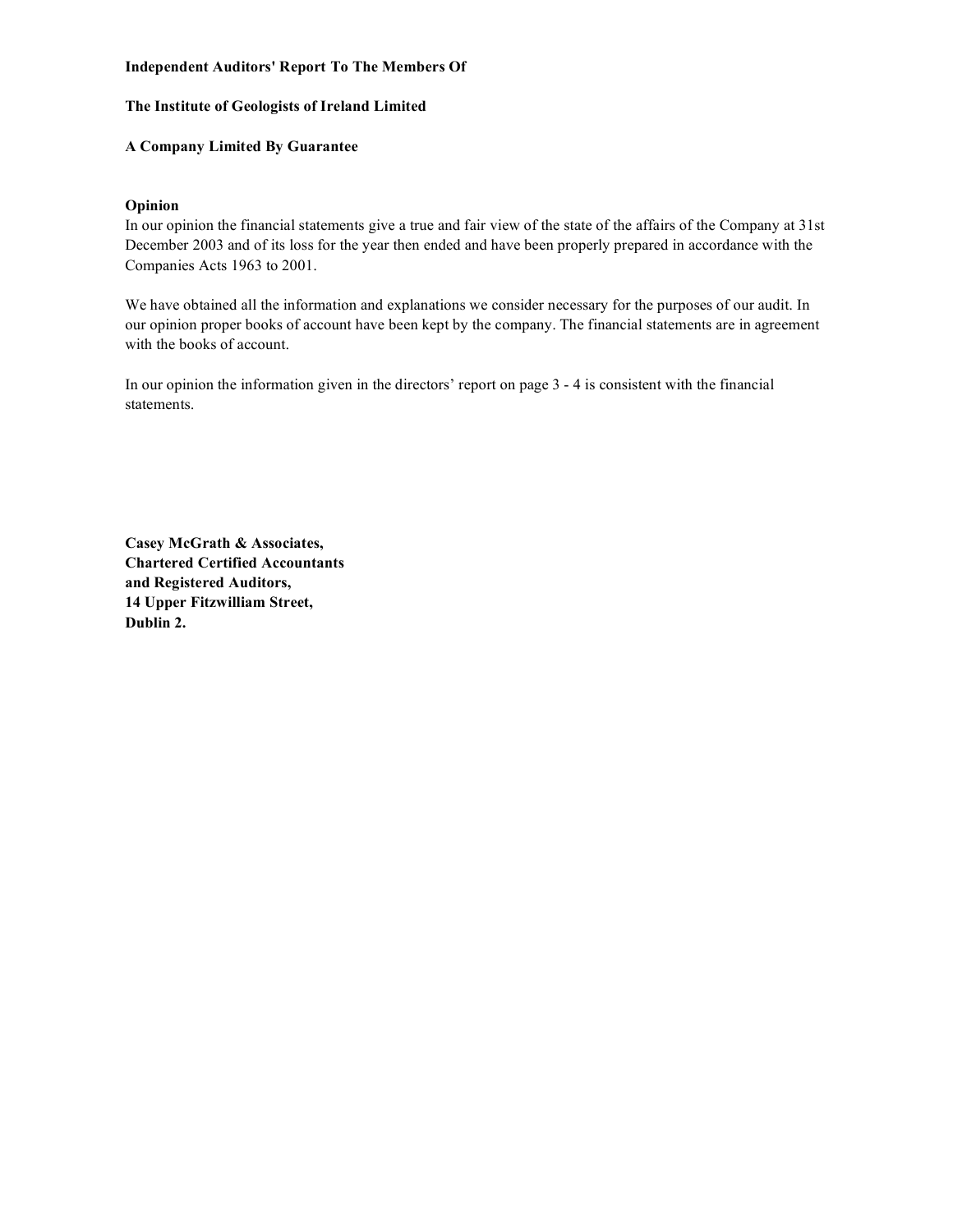**Independent Auditors' Report To The Members Of**

**The Institute of Geologists of Ireland Limited**

**A Company Limited By Guarantee**

**Opinion**

In our opinion the financial statements give a true and fair view of the state of the affairs of the Company at 31st December 2003 and of its loss for the year then ended and have been properly prepared in accordance with the Companies Acts 1963 to 2001.

We have obtained all the information and explanations we consider necessary for the purposes of our audit. In our opinion proper books of account have been kept by the company. The financial statements are in agreement with the books of account.

In our opinion the information given in the directors' report on page 3 - 4 is consistent with the financial statements.

**Casey McGrath & Associates,**
**Chartered Certified Accountants**
**and Registered Auditors,**
**14 Upper Fitzwilliam Street,**
**Dublin 2.**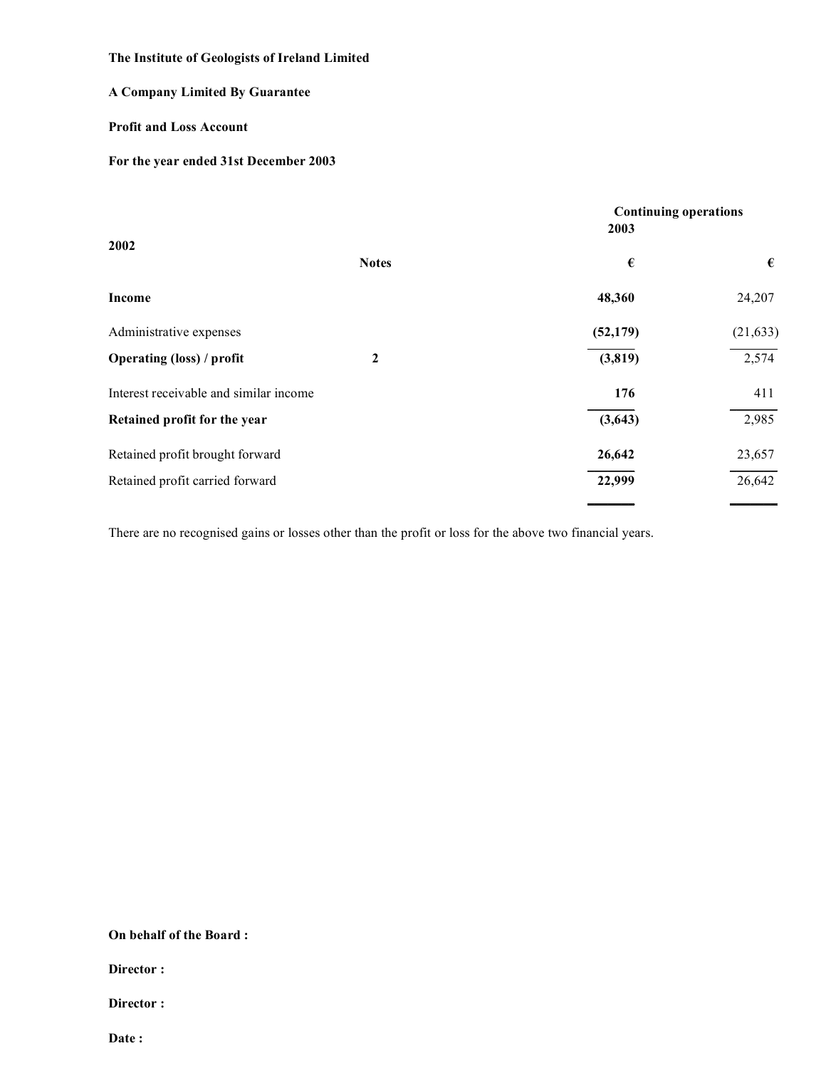**The Institute of Geologists of Ireland Limited**

**A Company Limited By Guarantee**

**Profit and Loss Account**

**For the year ended 31st December 2003**

| | Notes | Continuing operations 2003 € | 2002 € |
|---|---|---|---|
| **Income** | | **48,360** | 24,207 |
| Administrative expenses | | **(52,179)** | (21,633) |
| **Operating (loss) / profit** | **2** | **(3,819)** | 2,574 |
| Interest receivable and similar income | | **176** | 411 |
| **Retained profit for the year** | | **(3,643)** | 2,985 |
| Retained profit brought forward | | **26,642** | 23,657 |
| Retained profit carried forward | | **22,999** | 26,642 |

There are no recognised gains or losses other than the profit or loss for the above two financial years.

**On behalf of the Board :**

**Director :**

**Director :**

**Date :**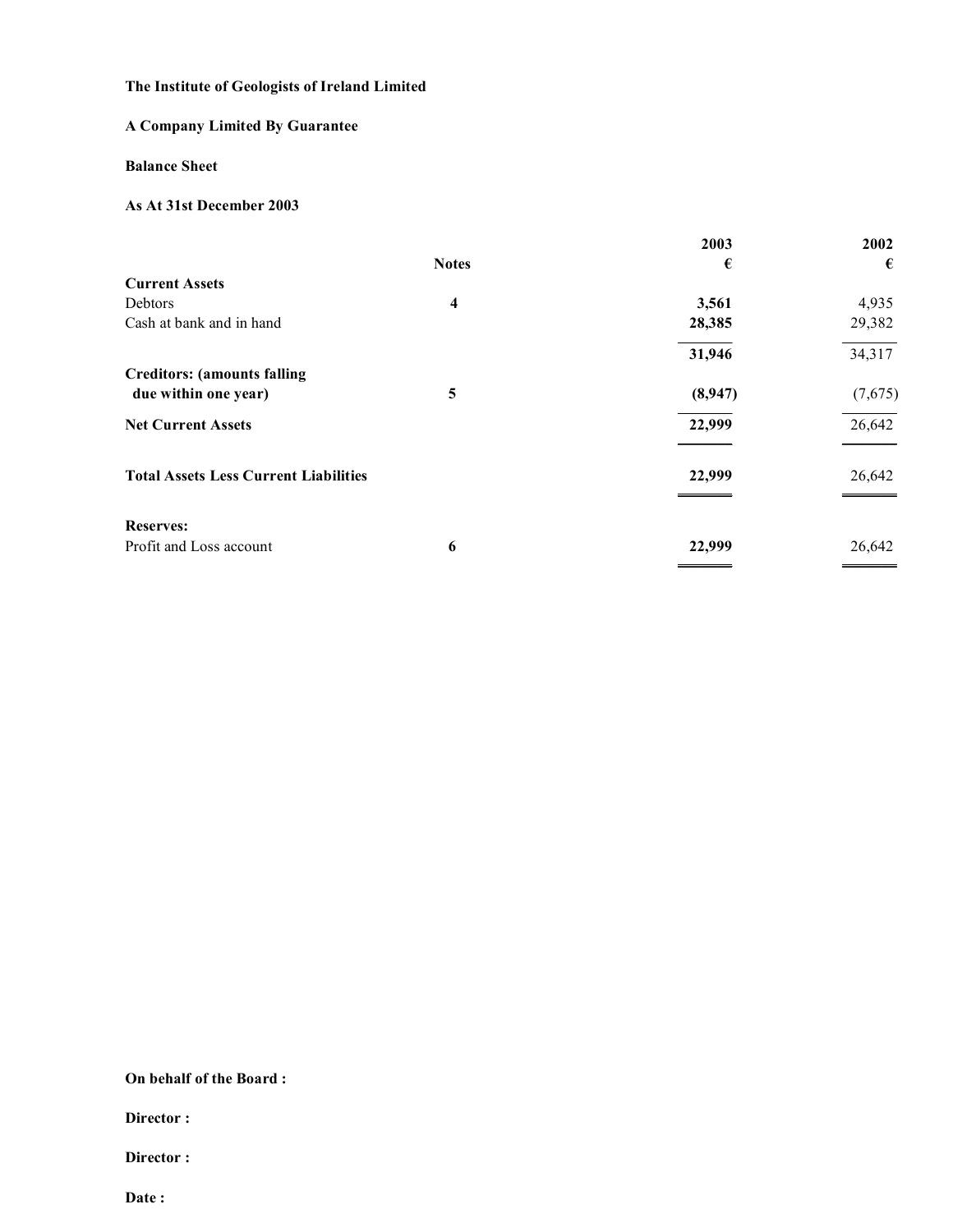**The Institute of Geologists of Ireland Limited**

**A Company Limited By Guarantee**

**Balance Sheet**

**As At 31st December 2003**

| | Notes | 2003 € | 2002 € |
|---|---|---|---|
| **Current Assets** | | | |
| Debtors | **4** | **3,561** | 4,935 |
| Cash at bank and in hand | | **28,385** | 29,382 |
| | | **31,946** | 34,317 |
| **Creditors: (amounts falling due within one year)** | **5** | **(8,947)** | (7,675) |
| **Net Current Assets** | | **22,999** | 26,642 |
| **Total Assets Less Current Liabilities** | | **22,999** | 26,642 |
| **Reserves:** | | | |
| Profit and Loss account | **6** | **22,999** | 26,642 |

**On behalf of the Board :**

**Director :**

**Director :**

**Date :**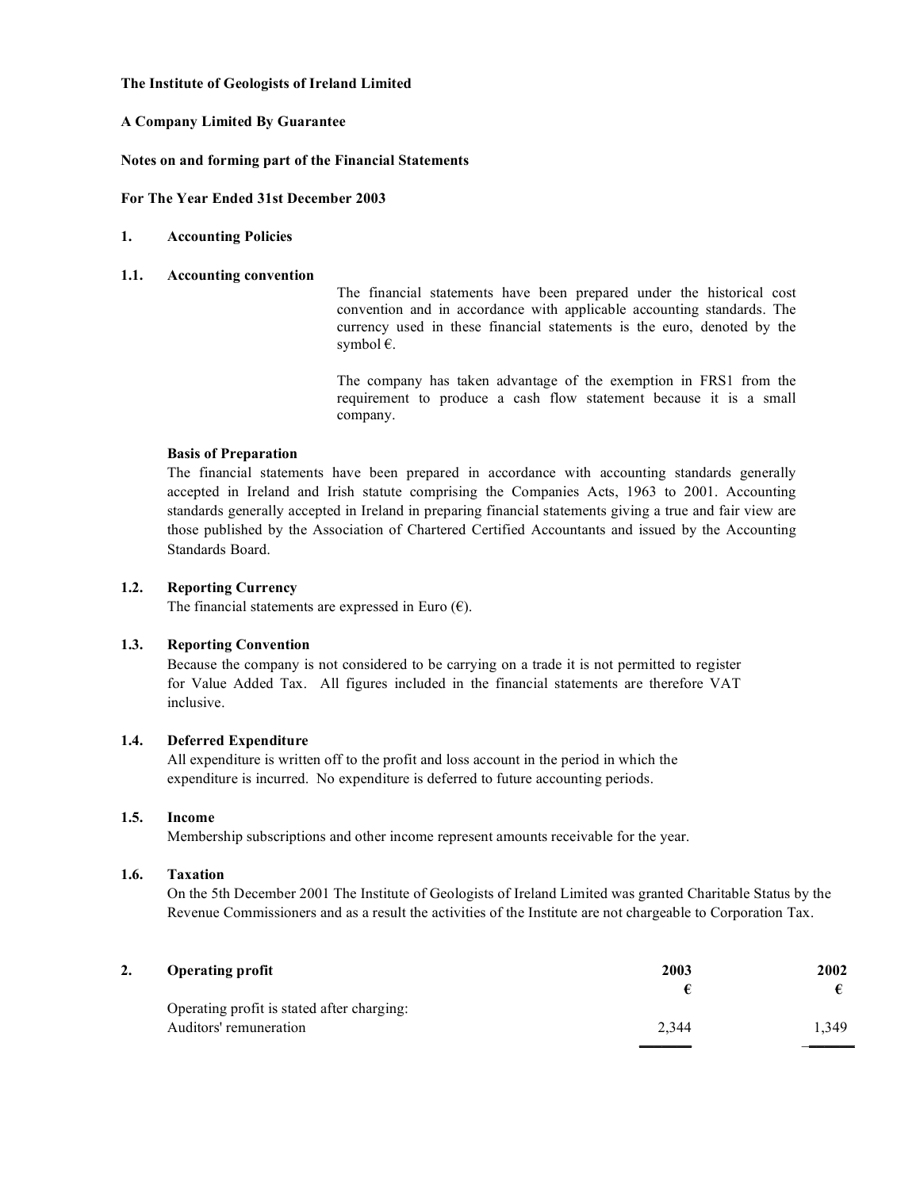**The Institute of Geologists of Ireland Limited**

**A Company Limited By Guarantee**

**Notes on and forming part of the Financial Statements**

**For The Year Ended 31st December 2003**

**1. Accounting Policies**

**1.1. Accounting convention**

The financial statements have been prepared under the historical cost convention and in accordance with applicable accounting standards. The currency used in these financial statements is the euro, denoted by the symbol €.

The company has taken advantage of the exemption in FRS1 from the requirement to produce a cash flow statement because it is a small company.

**Basis of Preparation**

The financial statements have been prepared in accordance with accounting standards generally accepted in Ireland and Irish statute comprising the Companies Acts, 1963 to 2001. Accounting standards generally accepted in Ireland in preparing financial statements giving a true and fair view are those published by the Association of Chartered Certified Accountants and issued by the Accounting Standards Board.

**1.2. Reporting Currency**

The financial statements are expressed in Euro (€).

**1.3. Reporting Convention**

Because the company is not considered to be carrying on a trade it is not permitted to register for Value Added Tax. All figures included in the financial statements are therefore VAT inclusive.

**1.4. Deferred Expenditure**

All expenditure is written off to the profit and loss account in the period in which the expenditure is incurred. No expenditure is deferred to future accounting periods.

**1.5. Income**

Membership subscriptions and other income represent amounts receivable for the year.

**1.6. Taxation**

On the 5th December 2001 The Institute of Geologists of Ireland Limited was granted Charitable Status by the Revenue Commissioners and as a result the activities of the Institute are not chargeable to Corporation Tax.

**2. Operating profit**

| | 2003 | 2002 |
|---|---|---|
| | € | € |
| Operating profit is stated after charging: | | |
| Auditors' remuneration | 2,344 | 1,349 |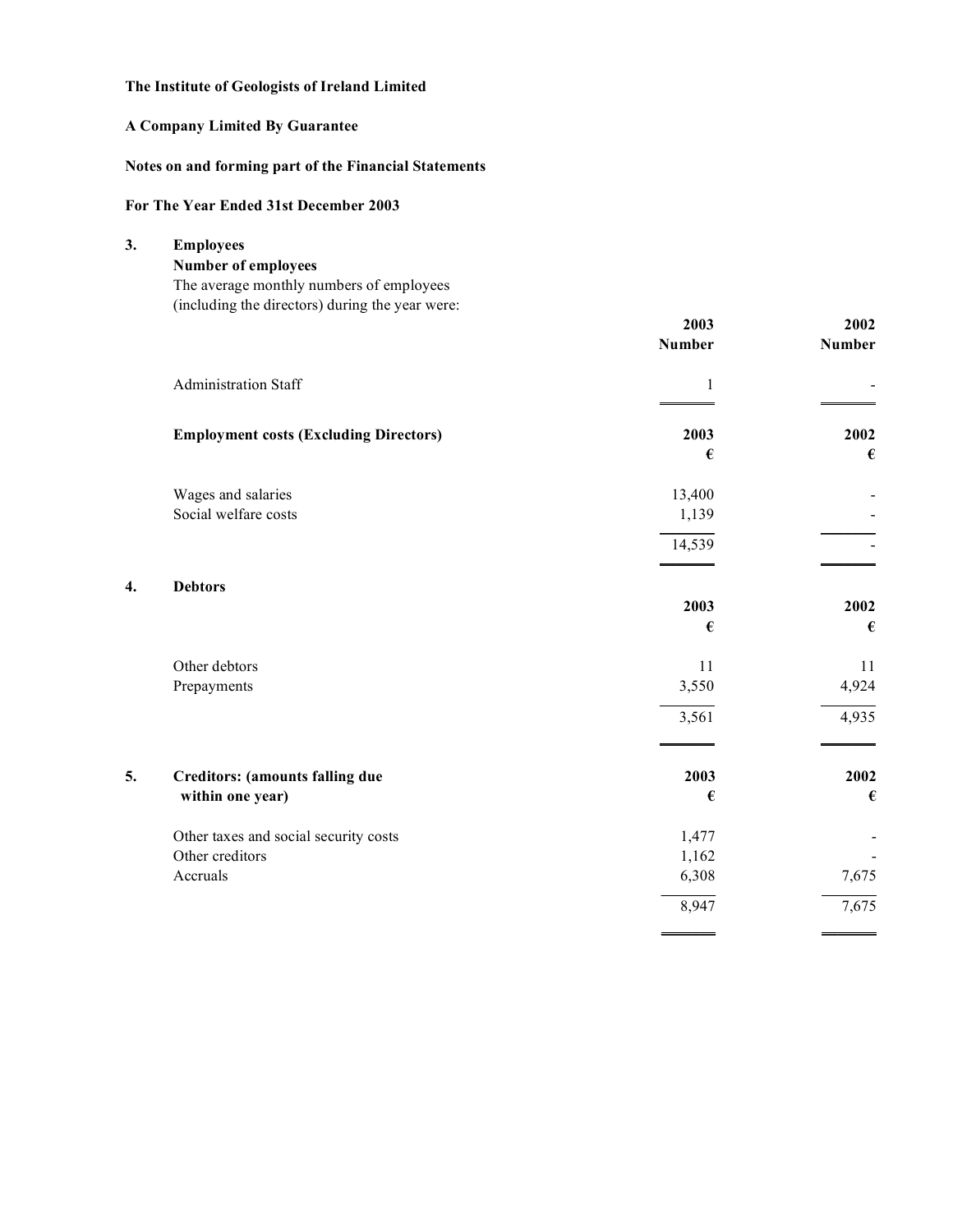**The Institute of Geologists of Ireland Limited**

**A Company Limited By Guarantee**

**Notes on and forming part of the Financial Statements**

**For The Year Ended 31st December 2003**

## 3. Employees

**Number of employees**

The average monthly numbers of employees (including the directors) during the year were:

| | 2003 Number | 2002 Number |
|---|---|---|
| Administration Staff | 1 | - |

**Employment costs (Excluding Directors)**

| | 2003 € | 2002 € |
|---|---|---|
| Wages and salaries | 13,400 | - |
| Social welfare costs | 1,139 | - |
| | 14,539 | - |

## 4. Debtors

| | 2003 € | 2002 € |
|---|---|---|
| Other debtors | 11 | 11 |
| Prepayments | 3,550 | 4,924 |
| | 3,561 | 4,935 |

## 5. Creditors: (amounts falling due within one year)

| | 2003 € | 2002 € |
|---|---|---|
| Other taxes and social security costs | 1,477 | - |
| Other creditors | 1,162 | - |
| Accruals | 6,308 | 7,675 |
| | 8,947 | 7,675 |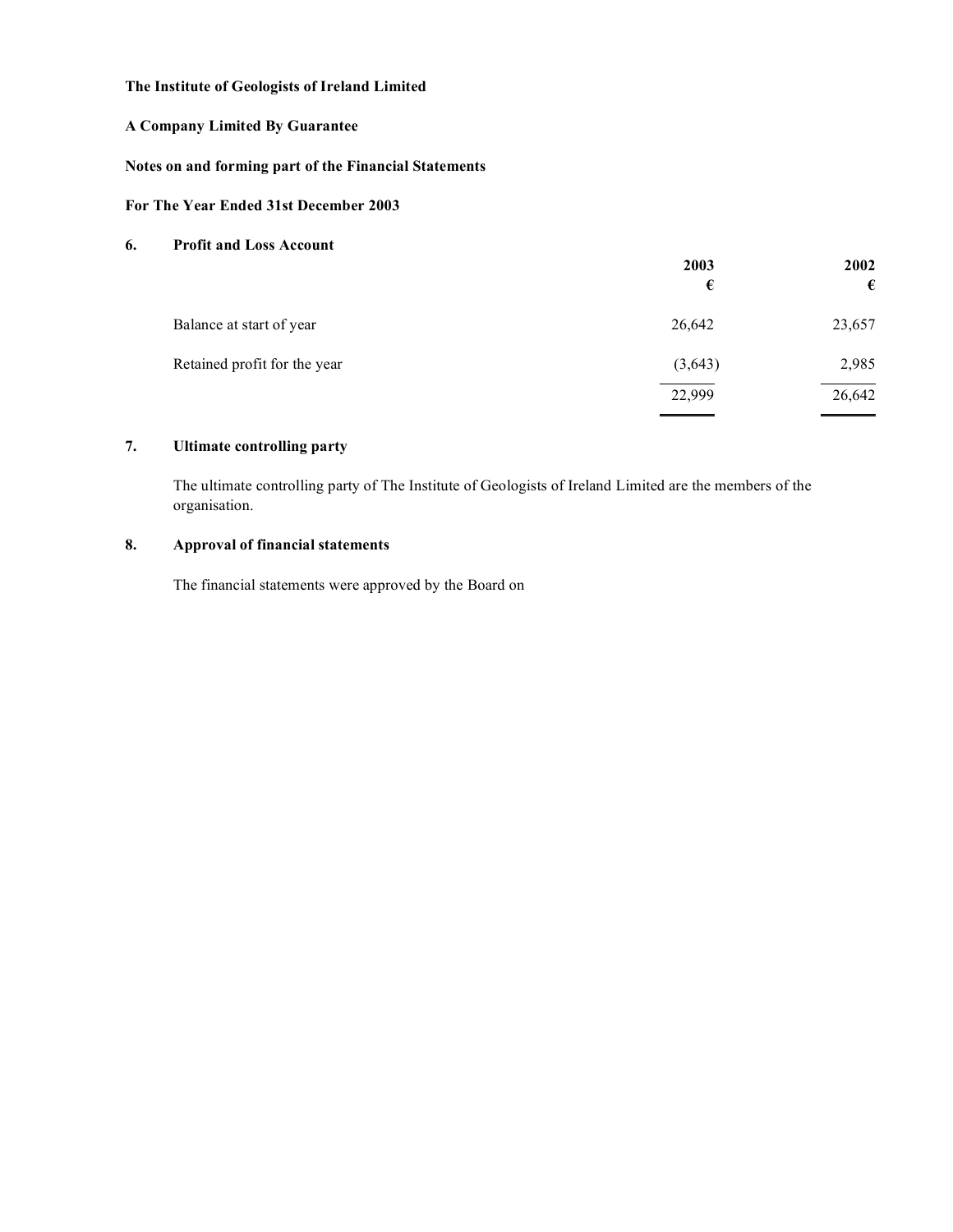**The Institute of Geologists of Ireland Limited**

**A Company Limited By Guarantee**

**Notes on and forming part of the Financial Statements**

**For The Year Ended 31st December 2003**

## 6. Profit and Loss Account

| | 2003 € | 2002 € |
|---|---|---|
| Balance at start of year | 26,642 | 23,657 |
| Retained profit for the year | (3,643) | 2,985 |
| | 22,999 | 26,642 |

## 7. Ultimate controlling party

The ultimate controlling party of The Institute of Geologists of Ireland Limited are the members of the organisation.

## 8. Approval of financial statements

The financial statements were approved by the Board on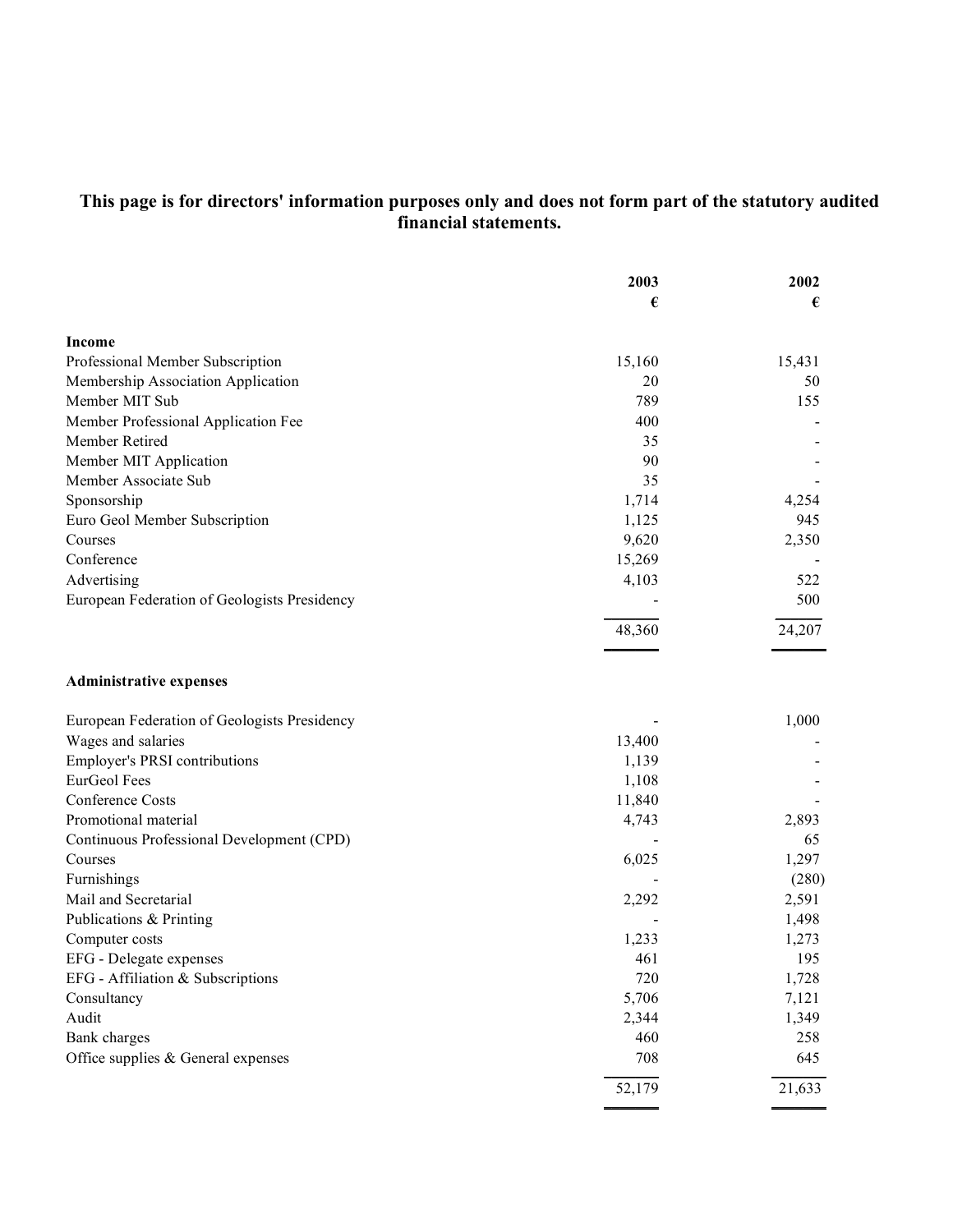**This page is for directors' information purposes only and does not form part of the statutory audited financial statements.**

| | 2003 | 2002 |
|---|---|---|
| | € | € |
| **Income** | | |
| Professional Member Subscription | 15,160 | 15,431 |
| Membership Association Application | 20 | 50 |
| Member MIT Sub | 789 | 155 |
| Member Professional Application Fee | 400 | - |
| Member Retired | 35 | - |
| Member MIT Application | 90 | - |
| Member Associate Sub | 35 | - |
| Sponsorship | 1,714 | 4,254 |
| Euro Geol Member Subscription | 1,125 | 945 |
| Courses | 9,620 | 2,350 |
| Conference | 15,269 | - |
| Advertising | 4,103 | 522 |
| European Federation of Geologists Presidency | - | 500 |
| | 48,360 | 24,207 |
| **Administrative expenses** | | |
| European Federation of Geologists Presidency | - | 1,000 |
| Wages and salaries | 13,400 | - |
| Employer's PRSI contributions | 1,139 | - |
| EurGeol Fees | 1,108 | - |
| Conference Costs | 11,840 | - |
| Promotional material | 4,743 | 2,893 |
| Continuous Professional Development (CPD) | - | 65 |
| Courses | 6,025 | 1,297 |
| Furnishings | - | (280) |
| Mail and Secretarial | 2,292 | 2,591 |
| Publications & Printing | - | 1,498 |
| Computer costs | 1,233 | 1,273 |
| EFG - Delegate expenses | 461 | 195 |
| EFG - Affiliation & Subscriptions | 720 | 1,728 |
| Consultancy | 5,706 | 7,121 |
| Audit | 2,344 | 1,349 |
| Bank charges | 460 | 258 |
| Office supplies & General expenses | 708 | 645 |
| | 52,179 | 21,633 |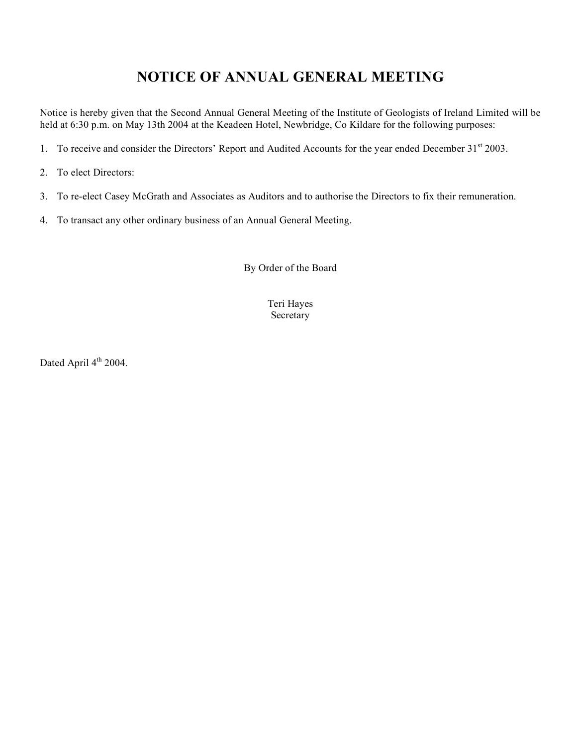# NOTICE OF ANNUAL GENERAL MEETING

Notice is hereby given that the Second Annual General Meeting of the Institute of Geologists of Ireland Limited will be held at 6:30 p.m. on May 13th 2004 at the Keadeen Hotel, Newbridge, Co Kildare for the following purposes:

1. To receive and consider the Directors' Report and Audited Accounts for the year ended December 31st 2003.
2. To elect Directors:
3. To re-elect Casey McGrath and Associates as Auditors and to authorise the Directors to fix their remuneration.
4. To transact any other ordinary business of an Annual General Meeting.

By Order of the Board

Teri Hayes
Secretary

Dated April 4th 2004.